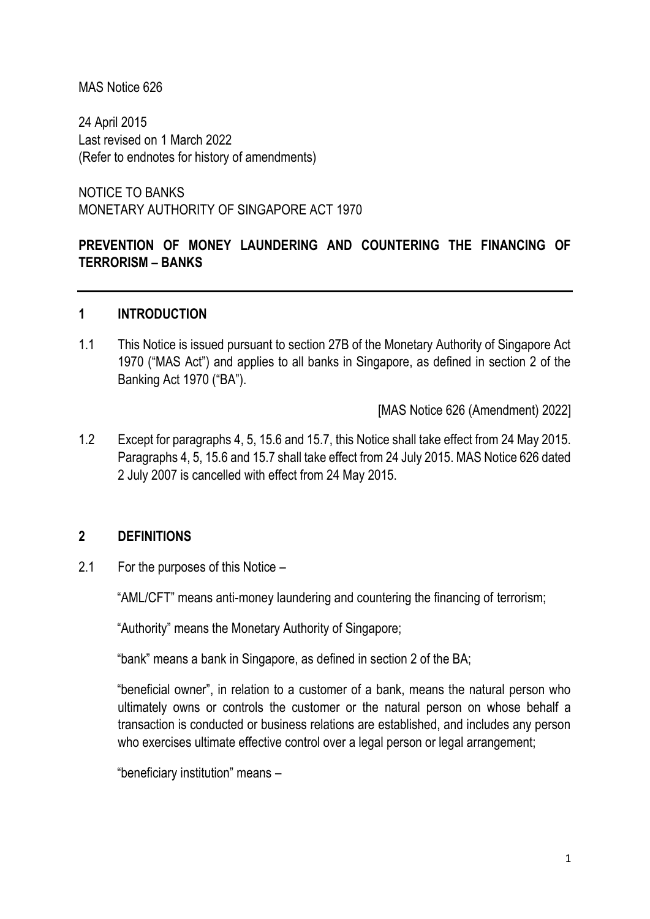MAS Notice 626

24 April 2015
Last revised on 1 March 2022
(Refer to endnotes for history of amendments)

NOTICE TO BANKS
MONETARY AUTHORITY OF SINGAPORE ACT 1970

# PREVENTION OF MONEY LAUNDERING AND COUNTERING THE FINANCING OF TERRORISM – BANKS

---

## 1 INTRODUCTION

1.1 This Notice is issued pursuant to section 27B of the Monetary Authority of Singapore Act 1970 ("MAS Act") and applies to all banks in Singapore, as defined in section 2 of the Banking Act 1970 ("BA").

[MAS Notice 626 (Amendment) 2022]

1.2 Except for paragraphs 4, 5, 15.6 and 15.7, this Notice shall take effect from 24 May 2015. Paragraphs 4, 5, 15.6 and 15.7 shall take effect from 24 July 2015. MAS Notice 626 dated 2 July 2007 is cancelled with effect from 24 May 2015.

## 2 DEFINITIONS

2.1 For the purposes of this Notice –

"AML/CFT" means anti-money laundering and countering the financing of terrorism;

"Authority" means the Monetary Authority of Singapore;

"bank" means a bank in Singapore, as defined in section 2 of the BA;

"beneficial owner", in relation to a customer of a bank, means the natural person who ultimately owns or controls the customer or the natural person on whose behalf a transaction is conducted or business relations are established, and includes any person who exercises ultimate effective control over a legal person or legal arrangement;

"beneficiary institution" means –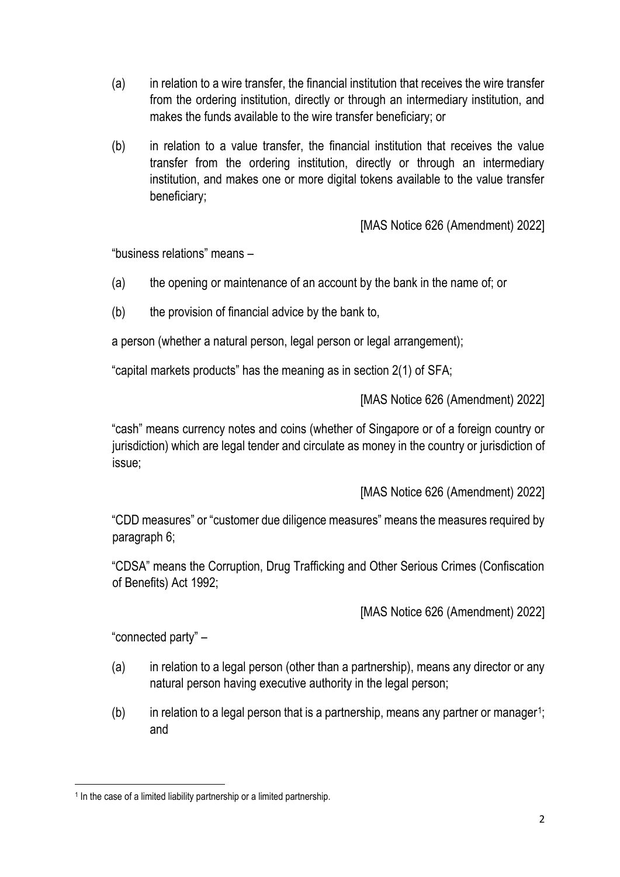(a) in relation to a wire transfer, the financial institution that receives the wire transfer from the ordering institution, directly or through an intermediary institution, and makes the funds available to the wire transfer beneficiary; or

(b) in relation to a value transfer, the financial institution that receives the value transfer from the ordering institution, directly or through an intermediary institution, and makes one or more digital tokens available to the value transfer beneficiary;

[MAS Notice 626 (Amendment) 2022]

"business relations" means –

(a) the opening or maintenance of an account by the bank in the name of; or

(b) the provision of financial advice by the bank to,

a person (whether a natural person, legal person or legal arrangement);

"capital markets products" has the meaning as in section 2(1) of SFA;

[MAS Notice 626 (Amendment) 2022]

"cash" means currency notes and coins (whether of Singapore or of a foreign country or jurisdiction) which are legal tender and circulate as money in the country or jurisdiction of issue;

[MAS Notice 626 (Amendment) 2022]

"CDD measures" or "customer due diligence measures" means the measures required by paragraph 6;

"CDSA" means the Corruption, Drug Trafficking and Other Serious Crimes (Confiscation of Benefits) Act 1992;

[MAS Notice 626 (Amendment) 2022]

"connected party" –

(a) in relation to a legal person (other than a partnership), means any director or any natural person having executive authority in the legal person;

(b) in relation to a legal person that is a partnership, means any partner or manager[1]; and

[1] In the case of a limited liability partnership or a limited partnership.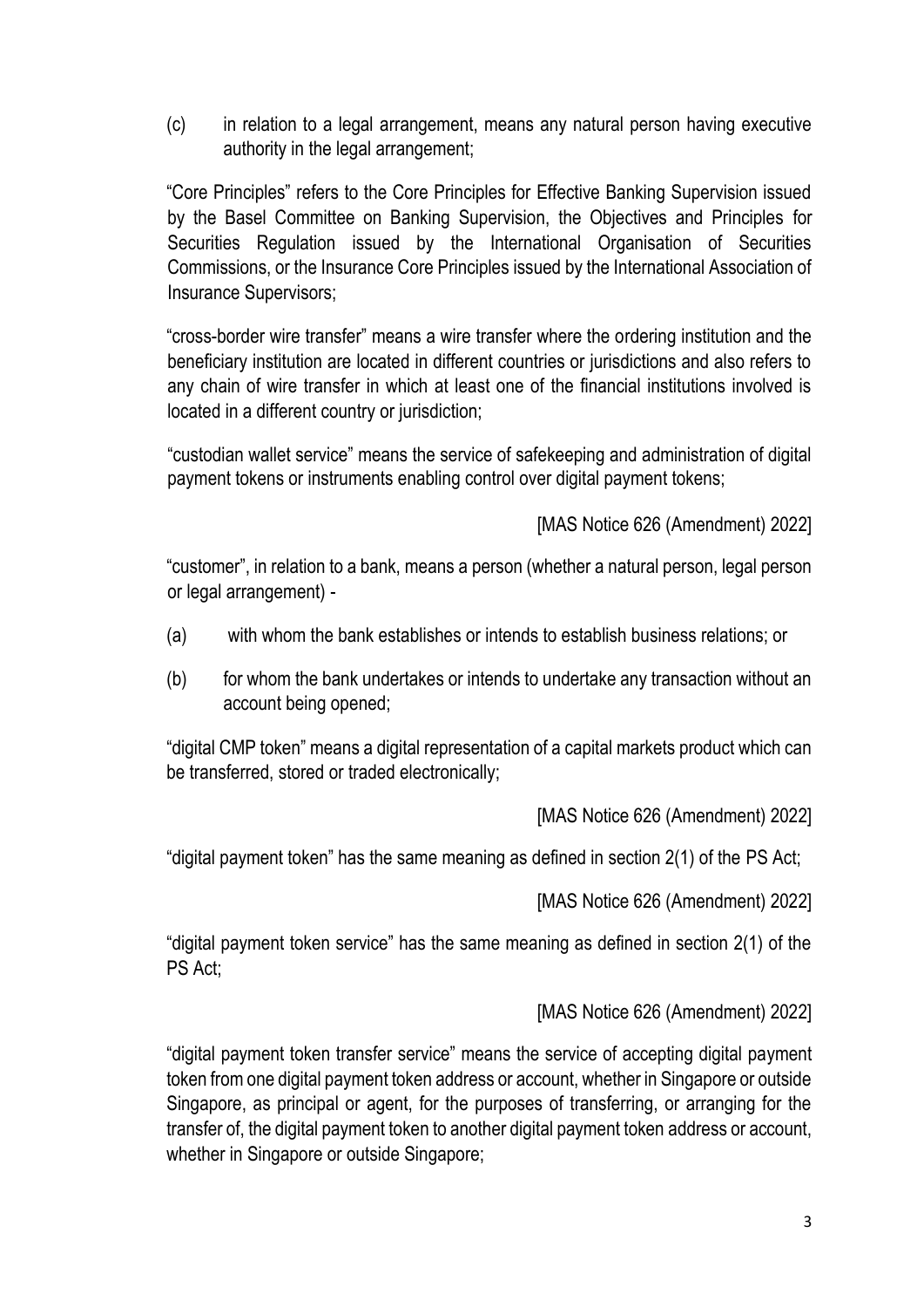(c) in relation to a legal arrangement, means any natural person having executive authority in the legal arrangement;

"Core Principles" refers to the Core Principles for Effective Banking Supervision issued by the Basel Committee on Banking Supervision, the Objectives and Principles for Securities Regulation issued by the International Organisation of Securities Commissions, or the Insurance Core Principles issued by the International Association of Insurance Supervisors;

"cross-border wire transfer" means a wire transfer where the ordering institution and the beneficiary institution are located in different countries or jurisdictions and also refers to any chain of wire transfer in which at least one of the financial institutions involved is located in a different country or jurisdiction;

"custodian wallet service" means the service of safekeeping and administration of digital payment tokens or instruments enabling control over digital payment tokens;

[MAS Notice 626 (Amendment) 2022]

"customer", in relation to a bank, means a person (whether a natural person, legal person or legal arrangement) -

(a) with whom the bank establishes or intends to establish business relations; or

(b) for whom the bank undertakes or intends to undertake any transaction without an account being opened;

"digital CMP token" means a digital representation of a capital markets product which can be transferred, stored or traded electronically;

[MAS Notice 626 (Amendment) 2022]

"digital payment token" has the same meaning as defined in section 2(1) of the PS Act;

[MAS Notice 626 (Amendment) 2022]

"digital payment token service" has the same meaning as defined in section 2(1) of the PS Act;

[MAS Notice 626 (Amendment) 2022]

"digital payment token transfer service" means the service of accepting digital payment token from one digital payment token address or account, whether in Singapore or outside Singapore, as principal or agent, for the purposes of transferring, or arranging for the transfer of, the digital payment token to another digital payment token address or account, whether in Singapore or outside Singapore;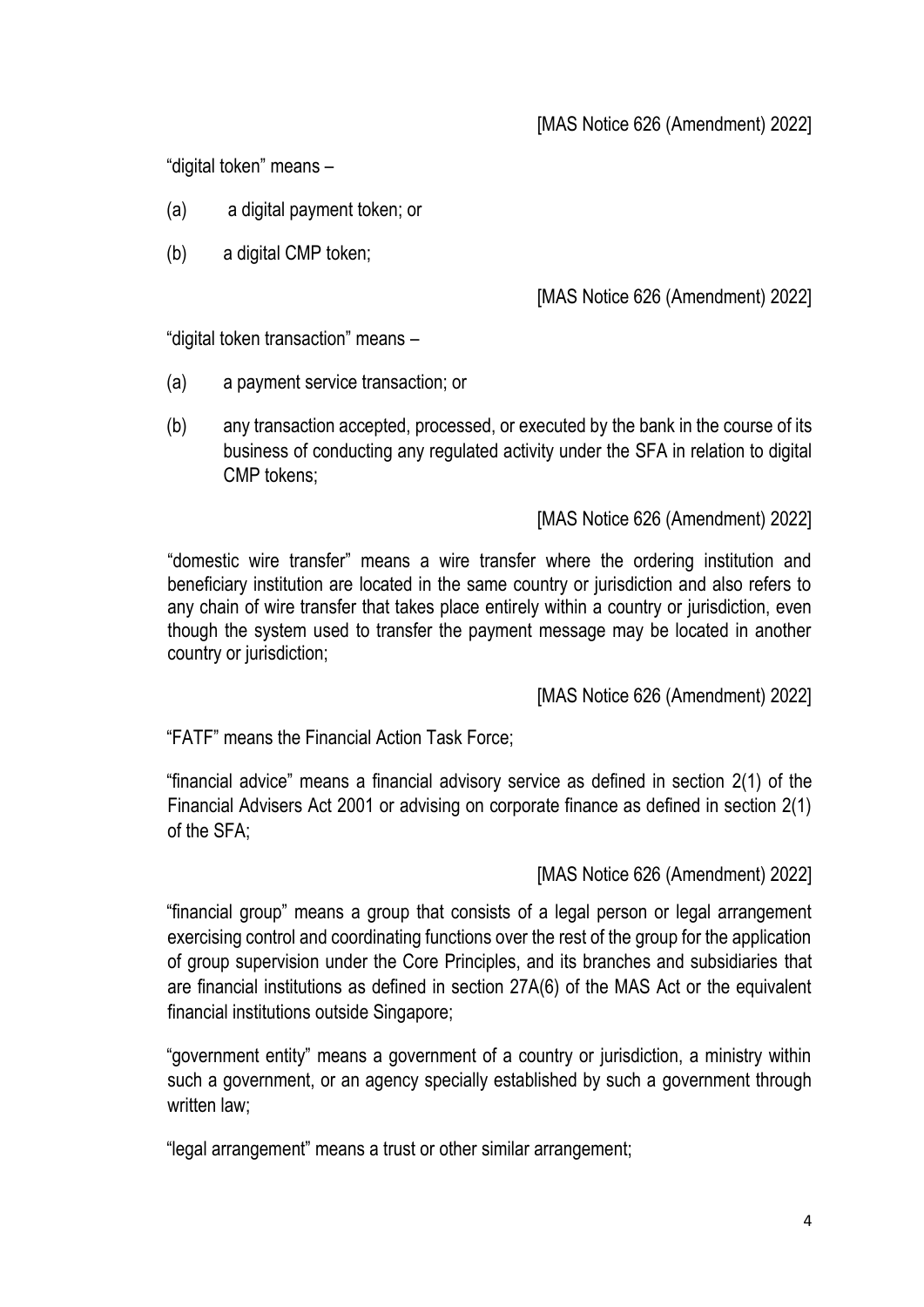[MAS Notice 626 (Amendment) 2022]

"digital token" means –

(a) a digital payment token; or

(b) a digital CMP token;

[MAS Notice 626 (Amendment) 2022]

"digital token transaction" means –

(a) a payment service transaction; or

(b) any transaction accepted, processed, or executed by the bank in the course of its business of conducting any regulated activity under the SFA in relation to digital CMP tokens;

[MAS Notice 626 (Amendment) 2022]

"domestic wire transfer" means a wire transfer where the ordering institution and beneficiary institution are located in the same country or jurisdiction and also refers to any chain of wire transfer that takes place entirely within a country or jurisdiction, even though the system used to transfer the payment message may be located in another country or jurisdiction;

[MAS Notice 626 (Amendment) 2022]

"FATF" means the Financial Action Task Force;

"financial advice" means a financial advisory service as defined in section 2(1) of the Financial Advisers Act 2001 or advising on corporate finance as defined in section 2(1) of the SFA;

[MAS Notice 626 (Amendment) 2022]

"financial group" means a group that consists of a legal person or legal arrangement exercising control and coordinating functions over the rest of the group for the application of group supervision under the Core Principles, and its branches and subsidiaries that are financial institutions as defined in section 27A(6) of the MAS Act or the equivalent financial institutions outside Singapore;

"government entity" means a government of a country or jurisdiction, a ministry within such a government, or an agency specially established by such a government through written law;

"legal arrangement" means a trust or other similar arrangement;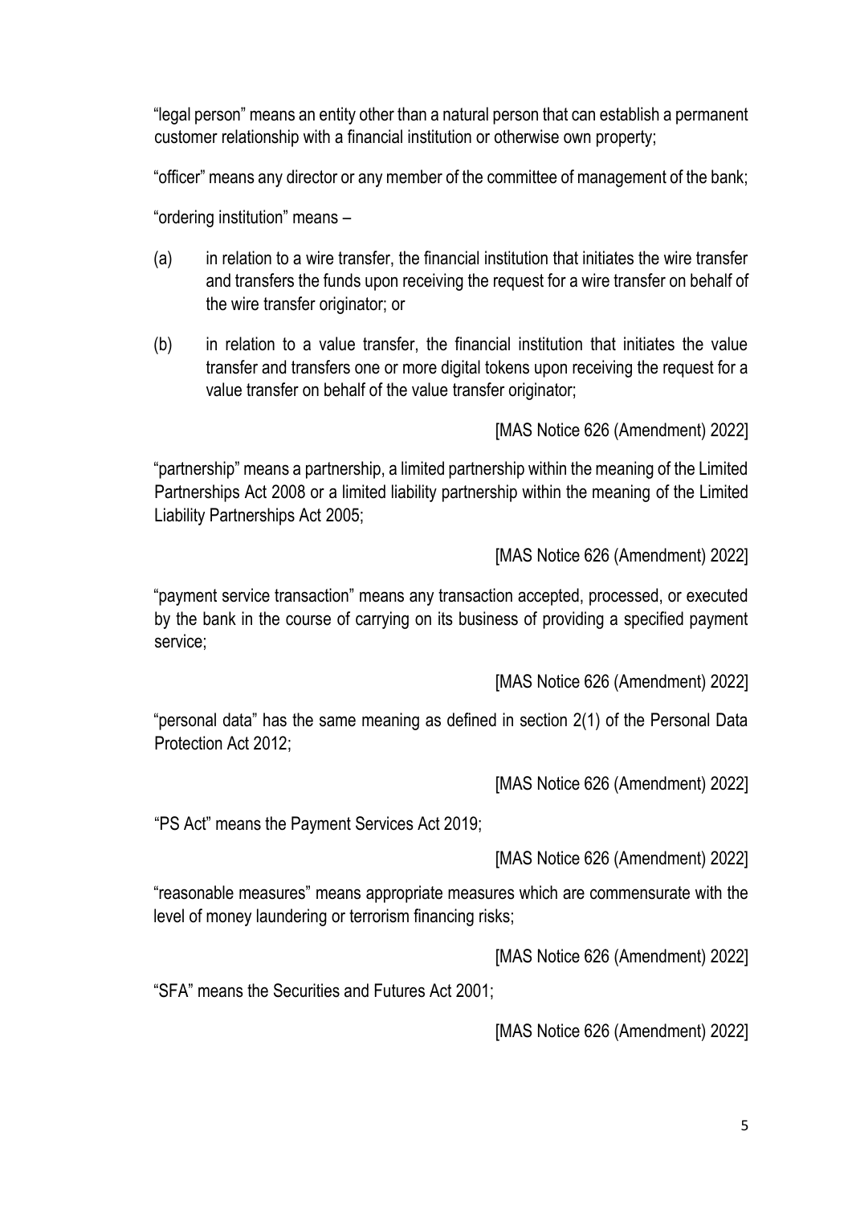"legal person" means an entity other than a natural person that can establish a permanent customer relationship with a financial institution or otherwise own property;

"officer" means any director or any member of the committee of management of the bank;

"ordering institution" means –

(a) in relation to a wire transfer, the financial institution that initiates the wire transfer and transfers the funds upon receiving the request for a wire transfer on behalf of the wire transfer originator; or

(b) in relation to a value transfer, the financial institution that initiates the value transfer and transfers one or more digital tokens upon receiving the request for a value transfer on behalf of the value transfer originator;

[MAS Notice 626 (Amendment) 2022]

"partnership" means a partnership, a limited partnership within the meaning of the Limited Partnerships Act 2008 or a limited liability partnership within the meaning of the Limited Liability Partnerships Act 2005;

[MAS Notice 626 (Amendment) 2022]

"payment service transaction" means any transaction accepted, processed, or executed by the bank in the course of carrying on its business of providing a specified payment service;

[MAS Notice 626 (Amendment) 2022]

"personal data" has the same meaning as defined in section 2(1) of the Personal Data Protection Act 2012;

[MAS Notice 626 (Amendment) 2022]

"PS Act" means the Payment Services Act 2019;

[MAS Notice 626 (Amendment) 2022]

"reasonable measures" means appropriate measures which are commensurate with the level of money laundering or terrorism financing risks;

[MAS Notice 626 (Amendment) 2022]

"SFA" means the Securities and Futures Act 2001;

[MAS Notice 626 (Amendment) 2022]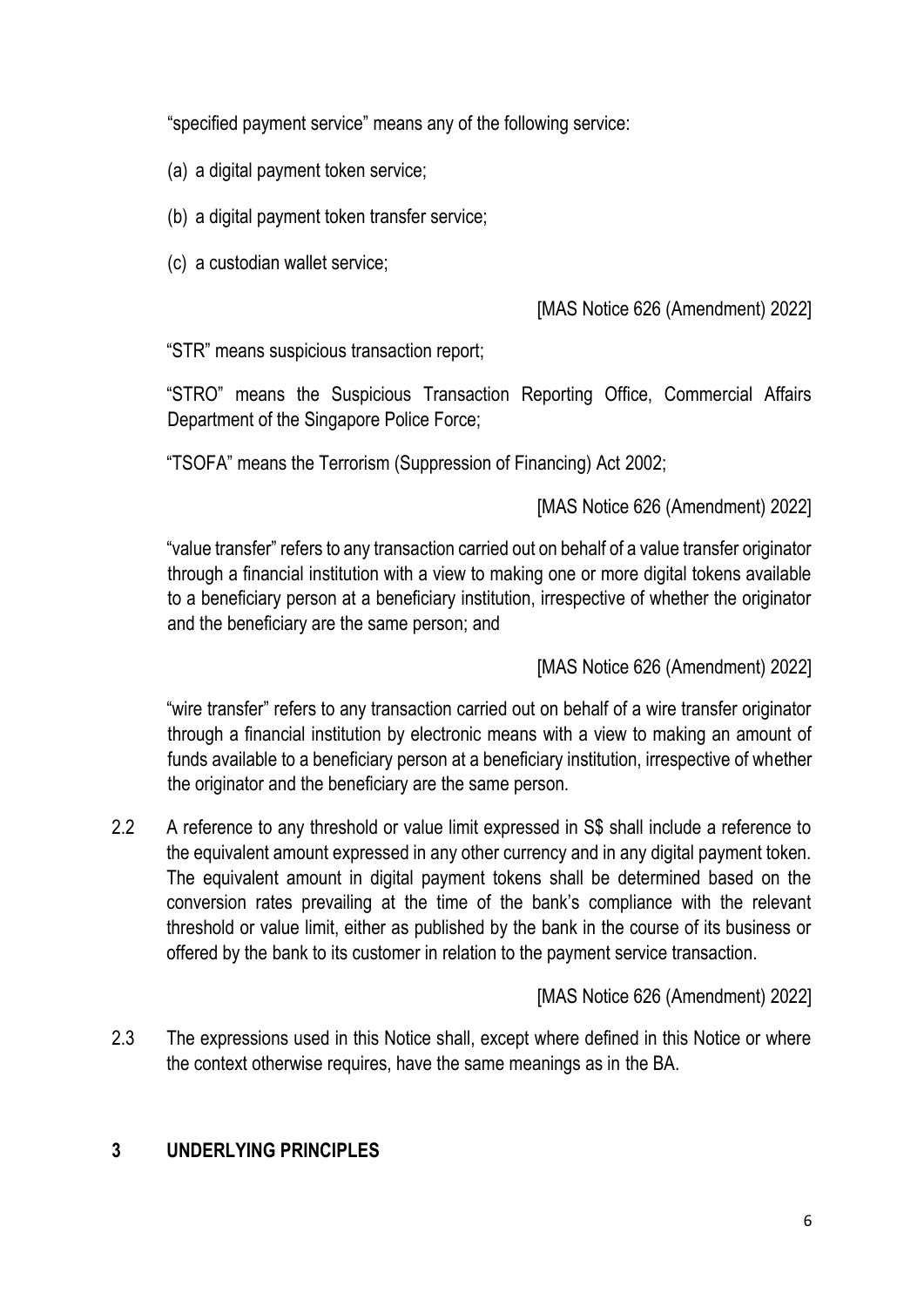"specified payment service" means any of the following service:

(a) a digital payment token service;

(b) a digital payment token transfer service;

(c) a custodian wallet service;

[MAS Notice 626 (Amendment) 2022]

"STR" means suspicious transaction report;

"STRO" means the Suspicious Transaction Reporting Office, Commercial Affairs Department of the Singapore Police Force;

"TSOFA" means the Terrorism (Suppression of Financing) Act 2002;

[MAS Notice 626 (Amendment) 2022]

"value transfer" refers to any transaction carried out on behalf of a value transfer originator through a financial institution with a view to making one or more digital tokens available to a beneficiary person at a beneficiary institution, irrespective of whether the originator and the beneficiary are the same person; and

[MAS Notice 626 (Amendment) 2022]

"wire transfer" refers to any transaction carried out on behalf of a wire transfer originator through a financial institution by electronic means with a view to making an amount of funds available to a beneficiary person at a beneficiary institution, irrespective of whether the originator and the beneficiary are the same person.

2.2 A reference to any threshold or value limit expressed in S$ shall include a reference to the equivalent amount expressed in any other currency and in any digital payment token. The equivalent amount in digital payment tokens shall be determined based on the conversion rates prevailing at the time of the bank's compliance with the relevant threshold or value limit, either as published by the bank in the course of its business or offered by the bank to its customer in relation to the payment service transaction.

[MAS Notice 626 (Amendment) 2022]

2.3 The expressions used in this Notice shall, except where defined in this Notice or where the context otherwise requires, have the same meanings as in the BA.

## 3 UNDERLYING PRINCIPLES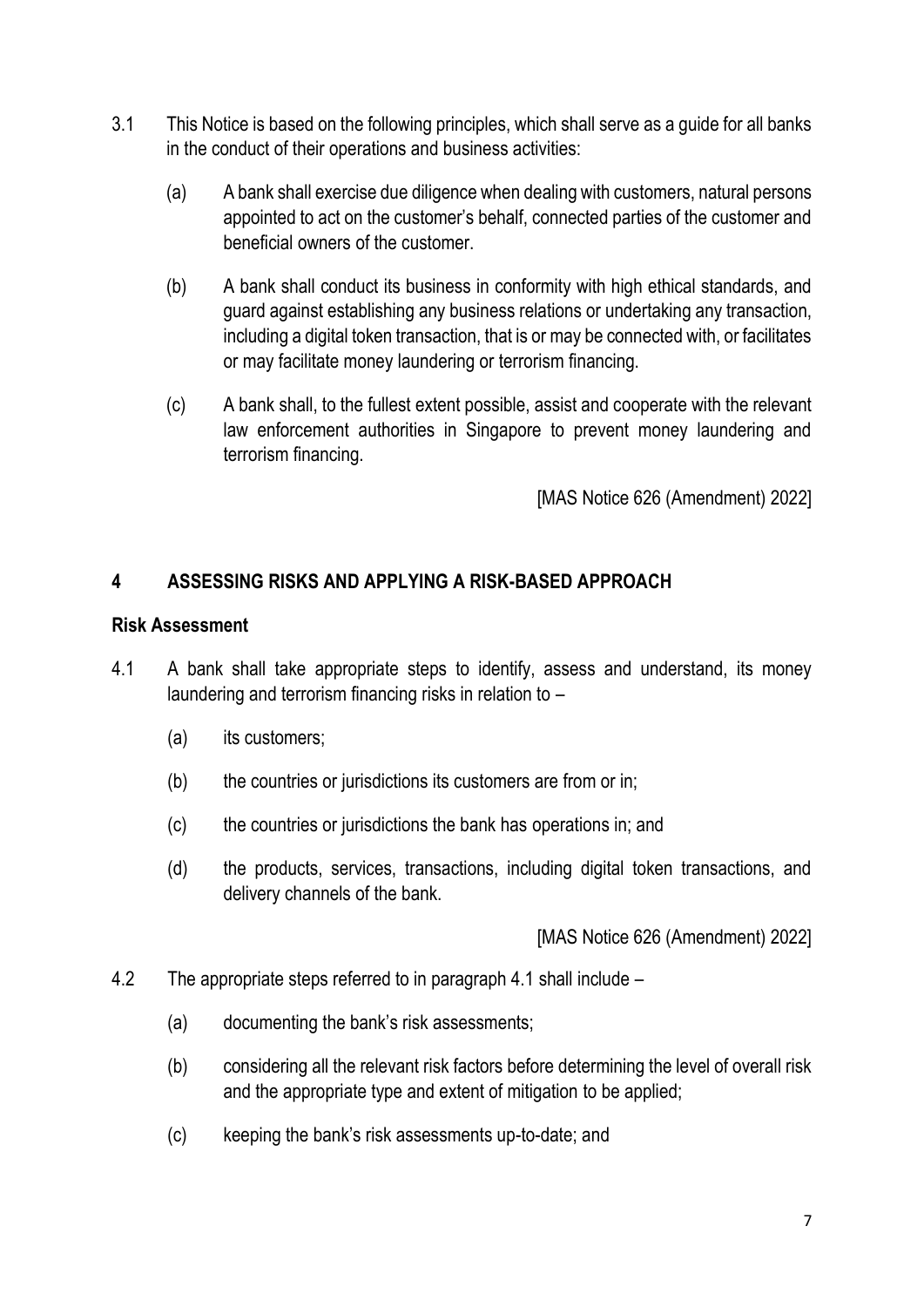3.1 This Notice is based on the following principles, which shall serve as a guide for all banks in the conduct of their operations and business activities:

   (a) A bank shall exercise due diligence when dealing with customers, natural persons appointed to act on the customer's behalf, connected parties of the customer and beneficial owners of the customer.

   (b) A bank shall conduct its business in conformity with high ethical standards, and guard against establishing any business relations or undertaking any transaction, including a digital token transaction, that is or may be connected with, or facilitates or may facilitate money laundering or terrorism financing.

   (c) A bank shall, to the fullest extent possible, assist and cooperate with the relevant law enforcement authorities in Singapore to prevent money laundering and terrorism financing.

[MAS Notice 626 (Amendment) 2022]

## 4 ASSESSING RISKS AND APPLYING A RISK-BASED APPROACH

### Risk Assessment

4.1 A bank shall take appropriate steps to identify, assess and understand, its money laundering and terrorism financing risks in relation to –

   (a) its customers;

   (b) the countries or jurisdictions its customers are from or in;

   (c) the countries or jurisdictions the bank has operations in; and

   (d) the products, services, transactions, including digital token transactions, and delivery channels of the bank.

[MAS Notice 626 (Amendment) 2022]

4.2 The appropriate steps referred to in paragraph 4.1 shall include –

   (a) documenting the bank's risk assessments;

   (b) considering all the relevant risk factors before determining the level of overall risk and the appropriate type and extent of mitigation to be applied;

   (c) keeping the bank's risk assessments up-to-date; and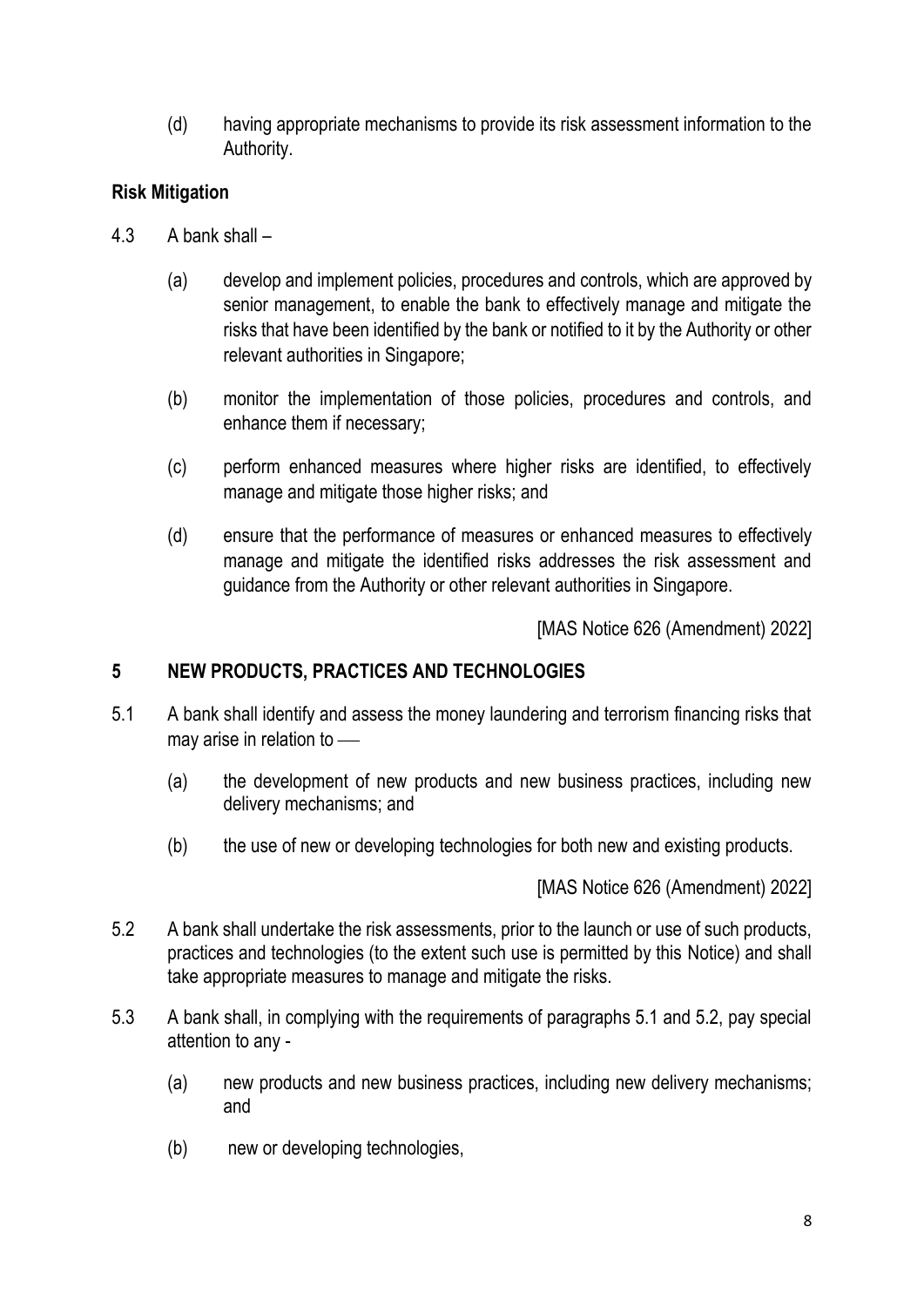(d) having appropriate mechanisms to provide its risk assessment information to the Authority.

**Risk Mitigation**

4.3 A bank shall –

(a) develop and implement policies, procedures and controls, which are approved by senior management, to enable the bank to effectively manage and mitigate the risks that have been identified by the bank or notified to it by the Authority or other relevant authorities in Singapore;

(b) monitor the implementation of those policies, procedures and controls, and enhance them if necessary;

(c) perform enhanced measures where higher risks are identified, to effectively manage and mitigate those higher risks; and

(d) ensure that the performance of measures or enhanced measures to effectively manage and mitigate the identified risks addresses the risk assessment and guidance from the Authority or other relevant authorities in Singapore.

[MAS Notice 626 (Amendment) 2022]

## 5 NEW PRODUCTS, PRACTICES AND TECHNOLOGIES

5.1 A bank shall identify and assess the money laundering and terrorism financing risks that may arise in relation to —

(a) the development of new products and new business practices, including new delivery mechanisms; and

(b) the use of new or developing technologies for both new and existing products.

[MAS Notice 626 (Amendment) 2022]

5.2 A bank shall undertake the risk assessments, prior to the launch or use of such products, practices and technologies (to the extent such use is permitted by this Notice) and shall take appropriate measures to manage and mitigate the risks.

5.3 A bank shall, in complying with the requirements of paragraphs 5.1 and 5.2, pay special attention to any -

(a) new products and new business practices, including new delivery mechanisms; and

(b) new or developing technologies,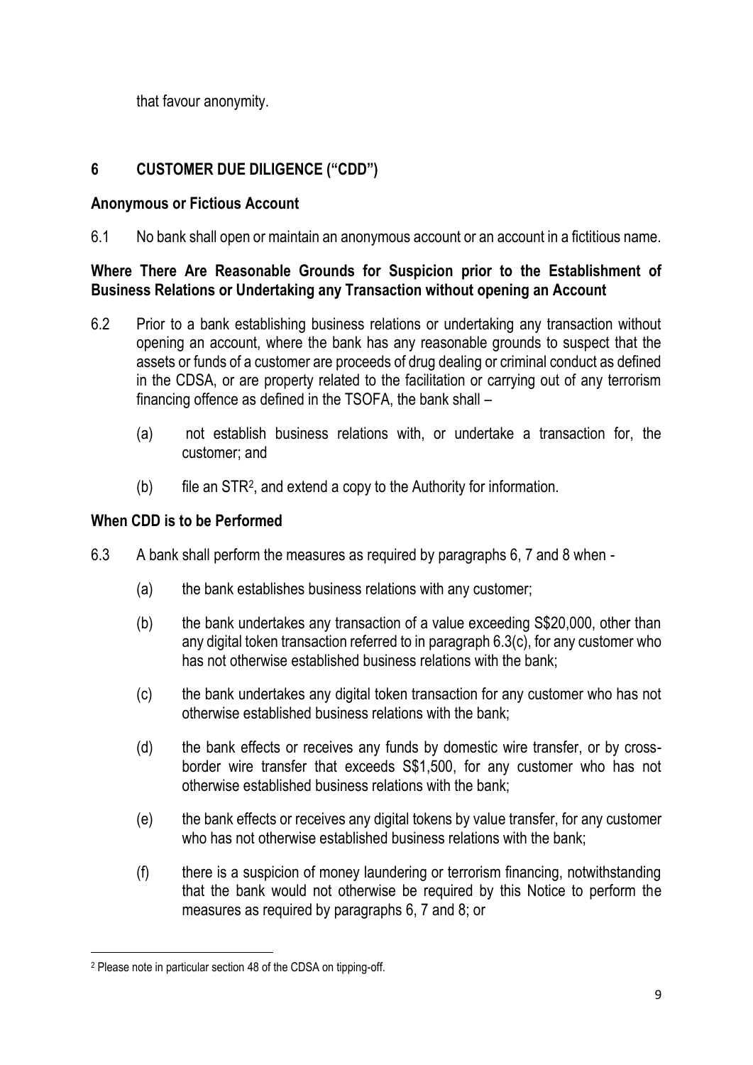that favour anonymity.

## 6 CUSTOMER DUE DILIGENCE ("CDD")

**Anonymous or Fictious Account**

6.1 No bank shall open or maintain an anonymous account or an account in a fictitious name.

**Where There Are Reasonable Grounds for Suspicion prior to the Establishment of Business Relations or Undertaking any Transaction without opening an Account**

6.2 Prior to a bank establishing business relations or undertaking any transaction without opening an account, where the bank has any reasonable grounds to suspect that the assets or funds of a customer are proceeds of drug dealing or criminal conduct as defined in the CDSA, or are property related to the facilitation or carrying out of any terrorism financing offence as defined in the TSOFA, the bank shall –

(a) not establish business relations with, or undertake a transaction for, the customer; and

(b) file an STR[2], and extend a copy to the Authority for information.

**When CDD is to be Performed**

6.3 A bank shall perform the measures as required by paragraphs 6, 7 and 8 when -

(a) the bank establishes business relations with any customer;

(b) the bank undertakes any transaction of a value exceeding S$20,000, other than any digital token transaction referred to in paragraph 6.3(c), for any customer who has not otherwise established business relations with the bank;

(c) the bank undertakes any digital token transaction for any customer who has not otherwise established business relations with the bank;

(d) the bank effects or receives any funds by domestic wire transfer, or by cross-border wire transfer that exceeds S$1,500, for any customer who has not otherwise established business relations with the bank;

(e) the bank effects or receives any digital tokens by value transfer, for any customer who has not otherwise established business relations with the bank;

(f) there is a suspicion of money laundering or terrorism financing, notwithstanding that the bank would not otherwise be required by this Notice to perform the measures as required by paragraphs 6, 7 and 8; or

[2] Please note in particular section 48 of the CDSA on tipping-off.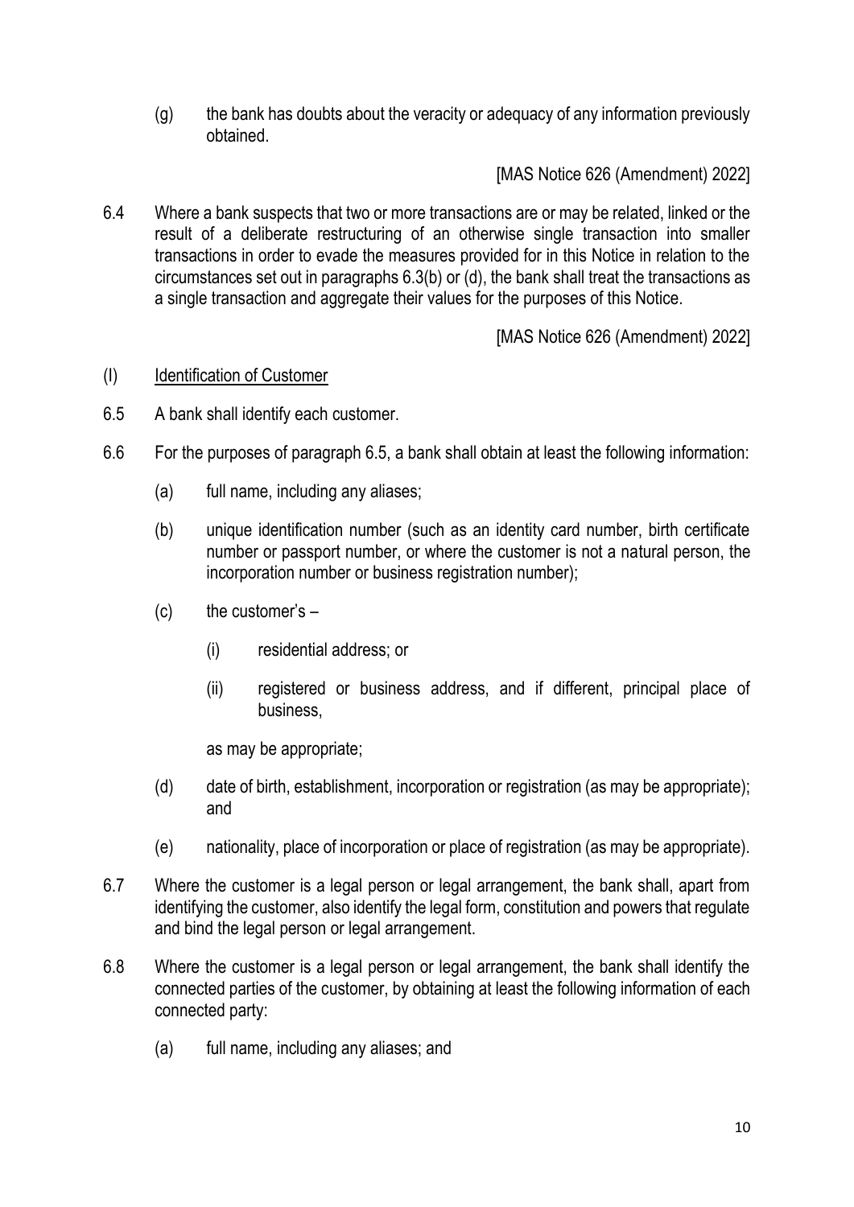(g) the bank has doubts about the veracity or adequacy of any information previously obtained.

[MAS Notice 626 (Amendment) 2022]

6.4 Where a bank suspects that two or more transactions are or may be related, linked or the result of a deliberate restructuring of an otherwise single transaction into smaller transactions in order to evade the measures provided for in this Notice in relation to the circumstances set out in paragraphs 6.3(b) or (d), the bank shall treat the transactions as a single transaction and aggregate their values for the purposes of this Notice.

[MAS Notice 626 (Amendment) 2022]

(I) <u>Identification of Customer</u>

6.5 A bank shall identify each customer.

6.6 For the purposes of paragraph 6.5, a bank shall obtain at least the following information:

- (a) full name, including any aliases;
- (b) unique identification number (such as an identity card number, birth certificate number or passport number, or where the customer is not a natural person, the incorporation number or business registration number);
- (c) the customer's –
  - (i) residential address; or
  - (ii) registered or business address, and if different, principal place of business,

  as may be appropriate;
- (d) date of birth, establishment, incorporation or registration (as may be appropriate); and
- (e) nationality, place of incorporation or place of registration (as may be appropriate).

6.7 Where the customer is a legal person or legal arrangement, the bank shall, apart from identifying the customer, also identify the legal form, constitution and powers that regulate and bind the legal person or legal arrangement.

6.8 Where the customer is a legal person or legal arrangement, the bank shall identify the connected parties of the customer, by obtaining at least the following information of each connected party:

- (a) full name, including any aliases; and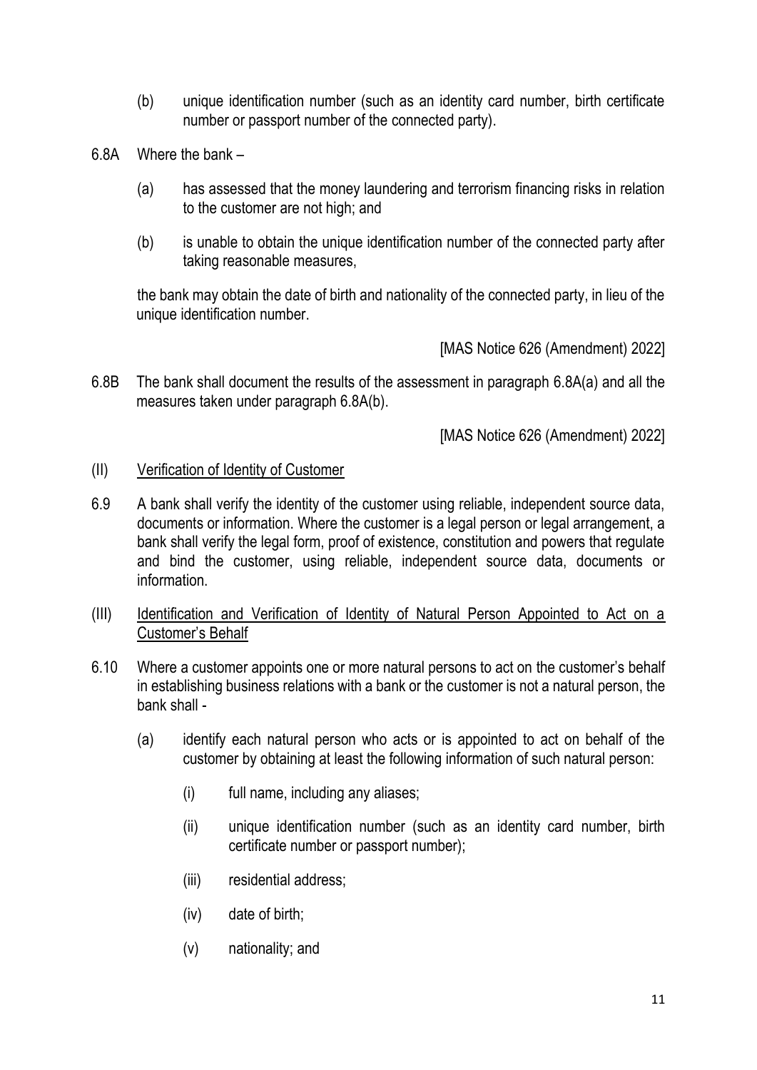(b) unique identification number (such as an identity card number, birth certificate number or passport number of the connected party).

6.8A Where the bank –

(a) has assessed that the money laundering and terrorism financing risks in relation to the customer are not high; and

(b) is unable to obtain the unique identification number of the connected party after taking reasonable measures,

the bank may obtain the date of birth and nationality of the connected party, in lieu of the unique identification number.

[MAS Notice 626 (Amendment) 2022]

6.8B The bank shall document the results of the assessment in paragraph 6.8A(a) and all the measures taken under paragraph 6.8A(b).

[MAS Notice 626 (Amendment) 2022]

(II) <u>Verification of Identity of Customer</u>

6.9 A bank shall verify the identity of the customer using reliable, independent source data, documents or information. Where the customer is a legal person or legal arrangement, a bank shall verify the legal form, proof of existence, constitution and powers that regulate and bind the customer, using reliable, independent source data, documents or information.

(III) <u>Identification and Verification of Identity of Natural Person Appointed to Act on a Customer's Behalf</u>

6.10 Where a customer appoints one or more natural persons to act on the customer's behalf in establishing business relations with a bank or the customer is not a natural person, the bank shall -

(a) identify each natural person who acts or is appointed to act on behalf of the customer by obtaining at least the following information of such natural person:

(i) full name, including any aliases;

(ii) unique identification number (such as an identity card number, birth certificate number or passport number);

(iii) residential address;

(iv) date of birth;

(v) nationality; and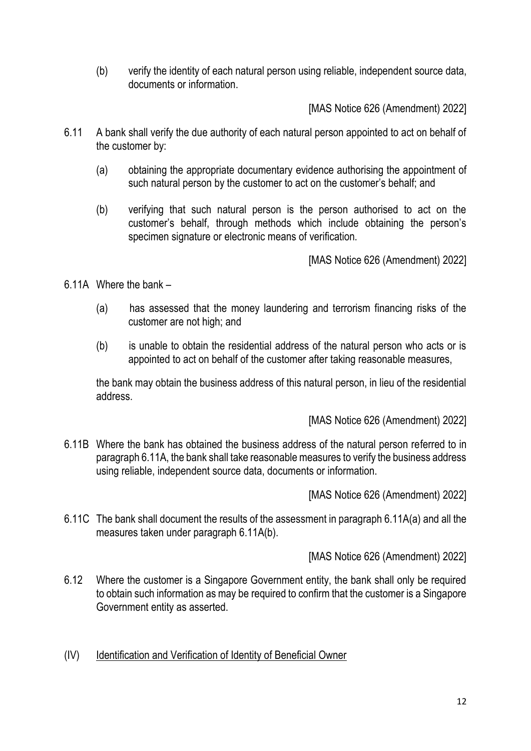(b) verify the identity of each natural person using reliable, independent source data, documents or information.

[MAS Notice 626 (Amendment) 2022]

6.11 A bank shall verify the due authority of each natural person appointed to act on behalf of the customer by:

(a) obtaining the appropriate documentary evidence authorising the appointment of such natural person by the customer to act on the customer's behalf; and

(b) verifying that such natural person is the person authorised to act on the customer's behalf, through methods which include obtaining the person's specimen signature or electronic means of verification.

[MAS Notice 626 (Amendment) 2022]

6.11A Where the bank –

(a) has assessed that the money laundering and terrorism financing risks of the customer are not high; and

(b) is unable to obtain the residential address of the natural person who acts or is appointed to act on behalf of the customer after taking reasonable measures,

the bank may obtain the business address of this natural person, in lieu of the residential address.

[MAS Notice 626 (Amendment) 2022]

6.11B Where the bank has obtained the business address of the natural person referred to in paragraph 6.11A, the bank shall take reasonable measures to verify the business address using reliable, independent source data, documents or information.

[MAS Notice 626 (Amendment) 2022]

6.11C The bank shall document the results of the assessment in paragraph 6.11A(a) and all the measures taken under paragraph 6.11A(b).

[MAS Notice 626 (Amendment) 2022]

6.12 Where the customer is a Singapore Government entity, the bank shall only be required to obtain such information as may be required to confirm that the customer is a Singapore Government entity as asserted.

(IV) Identification and Verification of Identity of Beneficial Owner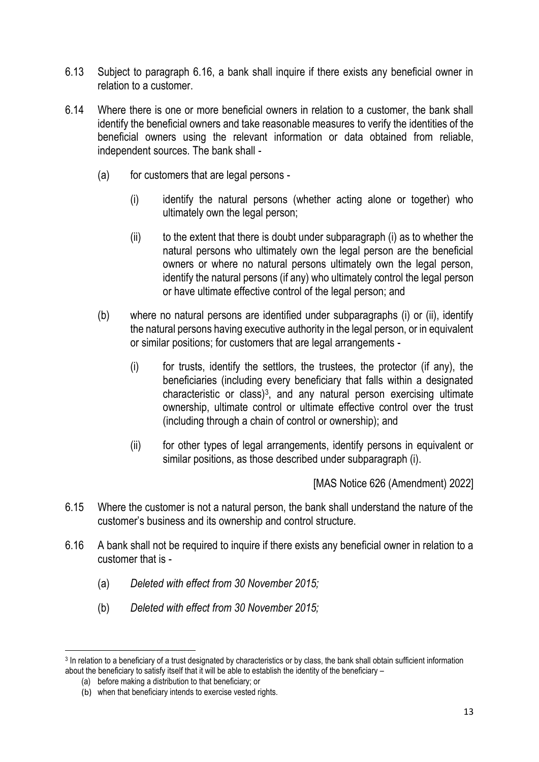6.13 Subject to paragraph 6.16, a bank shall inquire if there exists any beneficial owner in relation to a customer.

6.14 Where there is one or more beneficial owners in relation to a customer, the bank shall identify the beneficial owners and take reasonable measures to verify the identities of the beneficial owners using the relevant information or data obtained from reliable, independent sources. The bank shall -

(a) for customers that are legal persons -

(i) identify the natural persons (whether acting alone or together) who ultimately own the legal person;

(ii) to the extent that there is doubt under subparagraph (i) as to whether the natural persons who ultimately own the legal person are the beneficial owners or where no natural persons ultimately own the legal person, identify the natural persons (if any) who ultimately control the legal person or have ultimate effective control of the legal person; and

(b) where no natural persons are identified under subparagraphs (i) or (ii), identify the natural persons having executive authority in the legal person, or in equivalent or similar positions; for customers that are legal arrangements -

(i) for trusts, identify the settlors, the trustees, the protector (if any), the beneficiaries (including every beneficiary that falls within a designated characteristic or class)[3], and any natural person exercising ultimate ownership, ultimate control or ultimate effective control over the trust (including through a chain of control or ownership); and

(ii) for other types of legal arrangements, identify persons in equivalent or similar positions, as those described under subparagraph (i).

[MAS Notice 626 (Amendment) 2022]

6.15 Where the customer is not a natural person, the bank shall understand the nature of the customer's business and its ownership and control structure.

6.16 A bank shall not be required to inquire if there exists any beneficial owner in relation to a customer that is -

(a) *Deleted with effect from 30 November 2015;*

(b) *Deleted with effect from 30 November 2015;*

---

[3] In relation to a beneficiary of a trust designated by characteristics or by class, the bank shall obtain sufficient information about the beneficiary to satisfy itself that it will be able to establish the identity of the beneficiary –

(a) before making a distribution to that beneficiary; or

(b) when that beneficiary intends to exercise vested rights.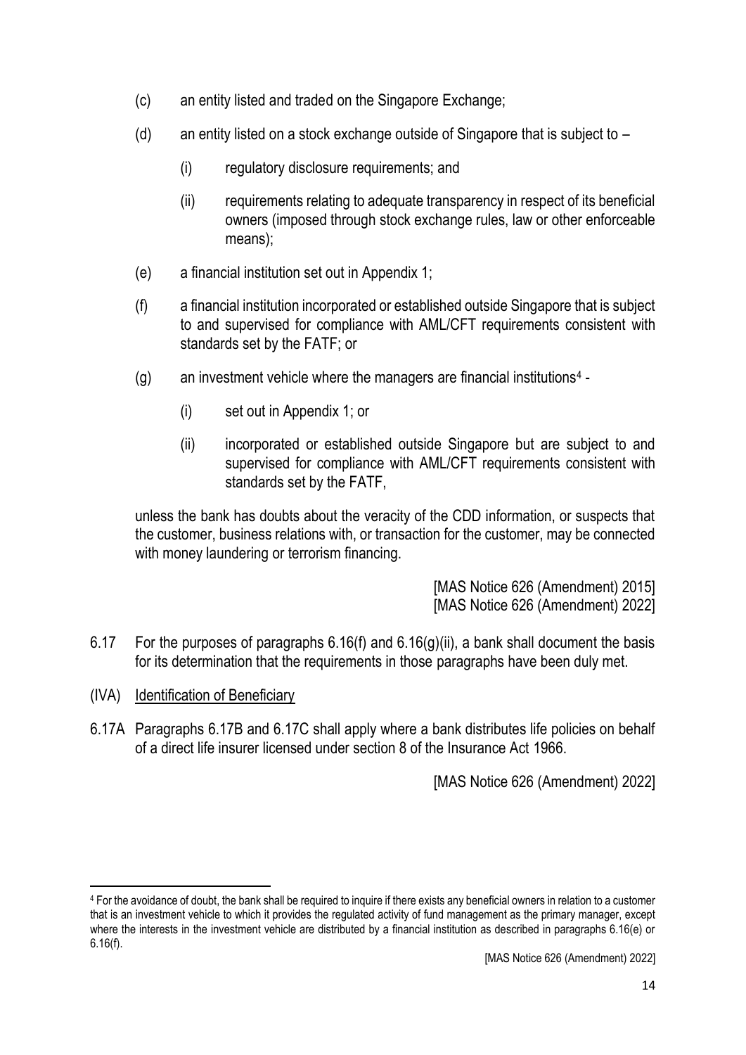(c) an entity listed and traded on the Singapore Exchange;

(d) an entity listed on a stock exchange outside of Singapore that is subject to –

  (i) regulatory disclosure requirements; and

  (ii) requirements relating to adequate transparency in respect of its beneficial owners (imposed through stock exchange rules, law or other enforceable means);

(e) a financial institution set out in Appendix 1;

(f) a financial institution incorporated or established outside Singapore that is subject to and supervised for compliance with AML/CFT requirements consistent with standards set by the FATF; or

(g) an investment vehicle where the managers are financial institutions[4] -

  (i) set out in Appendix 1; or

  (ii) incorporated or established outside Singapore but are subject to and supervised for compliance with AML/CFT requirements consistent with standards set by the FATF,

unless the bank has doubts about the veracity of the CDD information, or suspects that the customer, business relations with, or transaction for the customer, may be connected with money laundering or terrorism financing.

[MAS Notice 626 (Amendment) 2015]
[MAS Notice 626 (Amendment) 2022]

6.17 For the purposes of paragraphs 6.16(f) and 6.16(g)(ii), a bank shall document the basis for its determination that the requirements in those paragraphs have been duly met.

(IVA) Identification of Beneficiary

6.17A Paragraphs 6.17B and 6.17C shall apply where a bank distributes life policies on behalf of a direct life insurer licensed under section 8 of the Insurance Act 1966.

[MAS Notice 626 (Amendment) 2022]

---

[4] For the avoidance of doubt, the bank shall be required to inquire if there exists any beneficial owners in relation to a customer that is an investment vehicle to which it provides the regulated activity of fund management as the primary manager, except where the interests in the investment vehicle are distributed by a financial institution as described in paragraphs 6.16(e) or 6.16(f).

[MAS Notice 626 (Amendment) 2022]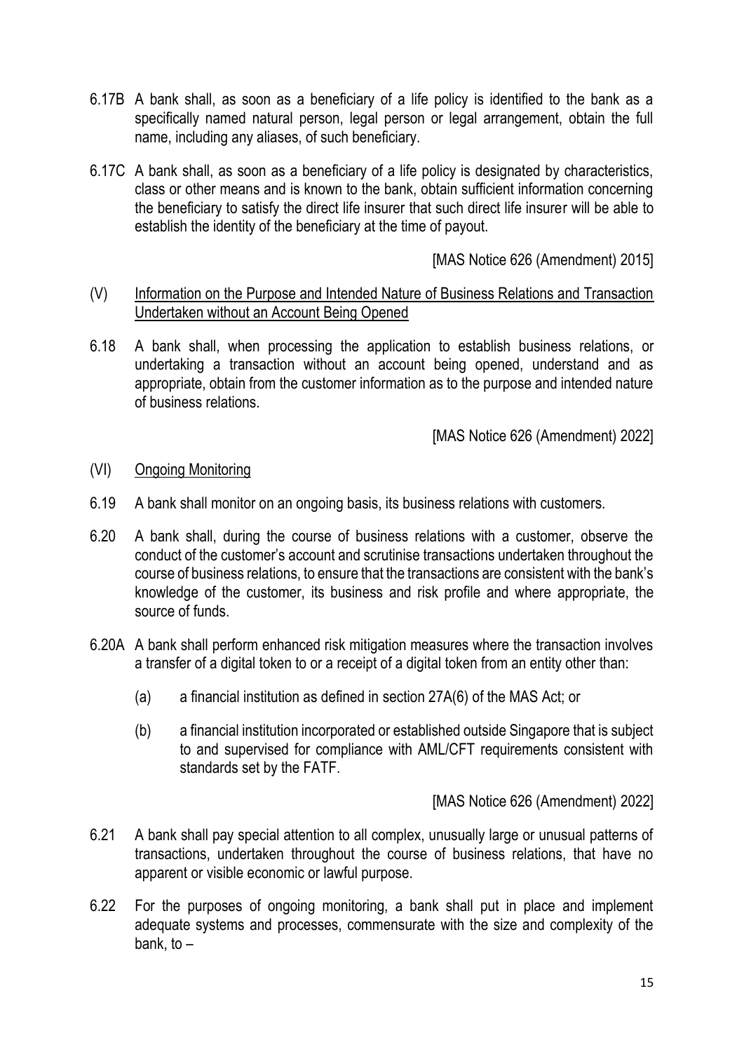6.17B A bank shall, as soon as a beneficiary of a life policy is identified to the bank as a specifically named natural person, legal person or legal arrangement, obtain the full name, including any aliases, of such beneficiary.

6.17C A bank shall, as soon as a beneficiary of a life policy is designated by characteristics, class or other means and is known to the bank, obtain sufficient information concerning the beneficiary to satisfy the direct life insurer that such direct life insurer will be able to establish the identity of the beneficiary at the time of payout.

[MAS Notice 626 (Amendment) 2015]

(V) Information on the Purpose and Intended Nature of Business Relations and Transaction Undertaken without an Account Being Opened

6.18 A bank shall, when processing the application to establish business relations, or undertaking a transaction without an account being opened, understand and as appropriate, obtain from the customer information as to the purpose and intended nature of business relations.

[MAS Notice 626 (Amendment) 2022]

(VI) Ongoing Monitoring

6.19 A bank shall monitor on an ongoing basis, its business relations with customers.

6.20 A bank shall, during the course of business relations with a customer, observe the conduct of the customer's account and scrutinise transactions undertaken throughout the course of business relations, to ensure that the transactions are consistent with the bank's knowledge of the customer, its business and risk profile and where appropriate, the source of funds.

6.20A A bank shall perform enhanced risk mitigation measures where the transaction involves a transfer of a digital token to or a receipt of a digital token from an entity other than:

(a) a financial institution as defined in section 27A(6) of the MAS Act; or

(b) a financial institution incorporated or established outside Singapore that is subject to and supervised for compliance with AML/CFT requirements consistent with standards set by the FATF.

[MAS Notice 626 (Amendment) 2022]

6.21 A bank shall pay special attention to all complex, unusually large or unusual patterns of transactions, undertaken throughout the course of business relations, that have no apparent or visible economic or lawful purpose.

6.22 For the purposes of ongoing monitoring, a bank shall put in place and implement adequate systems and processes, commensurate with the size and complexity of the bank, to –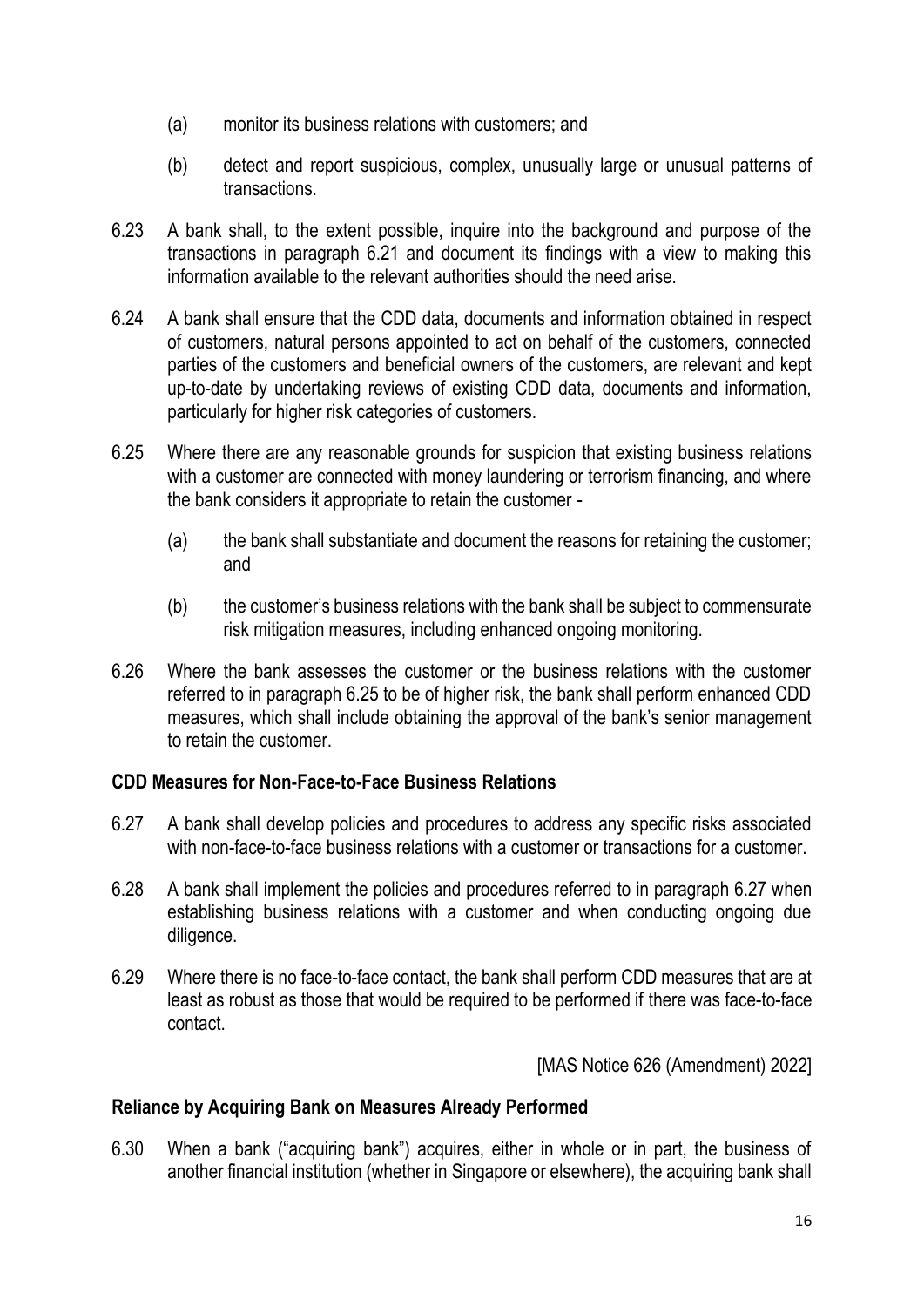(a) monitor its business relations with customers; and

(b) detect and report suspicious, complex, unusually large or unusual patterns of transactions.

6.23 A bank shall, to the extent possible, inquire into the background and purpose of the transactions in paragraph 6.21 and document its findings with a view to making this information available to the relevant authorities should the need arise.

6.24 A bank shall ensure that the CDD data, documents and information obtained in respect of customers, natural persons appointed to act on behalf of the customers, connected parties of the customers and beneficial owners of the customers, are relevant and kept up-to-date by undertaking reviews of existing CDD data, documents and information, particularly for higher risk categories of customers.

6.25 Where there are any reasonable grounds for suspicion that existing business relations with a customer are connected with money laundering or terrorism financing, and where the bank considers it appropriate to retain the customer -

(a) the bank shall substantiate and document the reasons for retaining the customer; and

(b) the customer's business relations with the bank shall be subject to commensurate risk mitigation measures, including enhanced ongoing monitoring.

6.26 Where the bank assesses the customer or the business relations with the customer referred to in paragraph 6.25 to be of higher risk, the bank shall perform enhanced CDD measures, which shall include obtaining the approval of the bank's senior management to retain the customer.

**CDD Measures for Non-Face-to-Face Business Relations**

6.27 A bank shall develop policies and procedures to address any specific risks associated with non-face-to-face business relations with a customer or transactions for a customer.

6.28 A bank shall implement the policies and procedures referred to in paragraph 6.27 when establishing business relations with a customer and when conducting ongoing due diligence.

6.29 Where there is no face-to-face contact, the bank shall perform CDD measures that are at least as robust as those that would be required to be performed if there was face-to-face contact.

[MAS Notice 626 (Amendment) 2022]

**Reliance by Acquiring Bank on Measures Already Performed**

6.30 When a bank ("acquiring bank") acquires, either in whole or in part, the business of another financial institution (whether in Singapore or elsewhere), the acquiring bank shall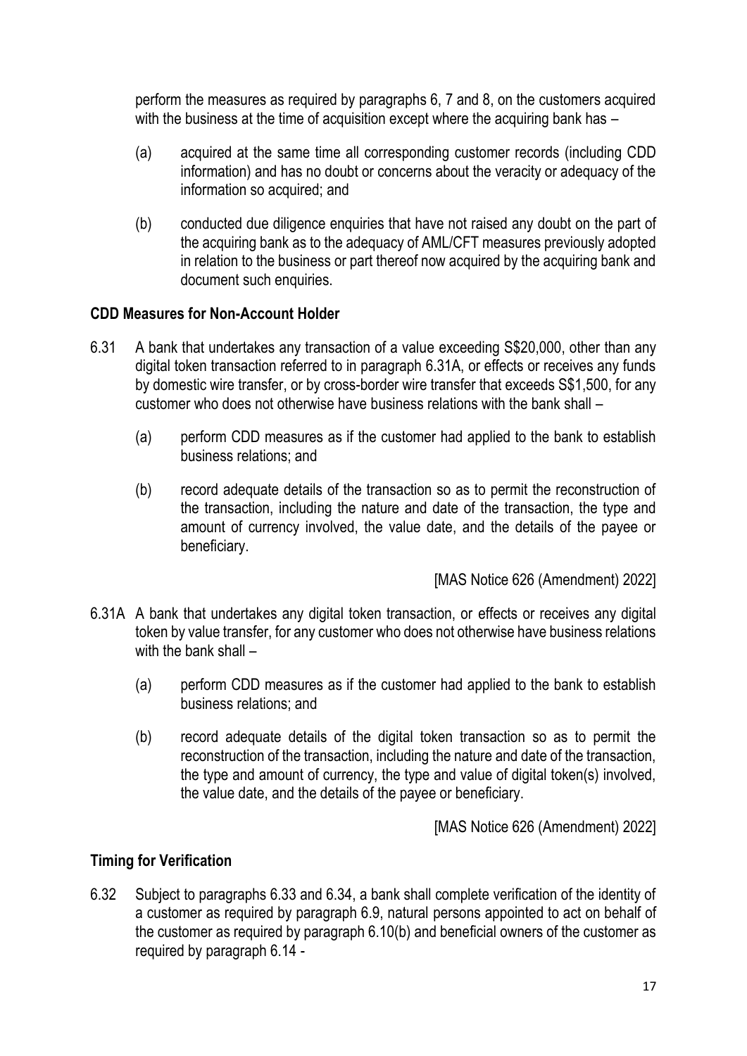perform the measures as required by paragraphs 6, 7 and 8, on the customers acquired with the business at the time of acquisition except where the acquiring bank has –

(a) acquired at the same time all corresponding customer records (including CDD information) and has no doubt or concerns about the veracity or adequacy of the information so acquired; and

(b) conducted due diligence enquiries that have not raised any doubt on the part of the acquiring bank as to the adequacy of AML/CFT measures previously adopted in relation to the business or part thereof now acquired by the acquiring bank and document such enquiries.

**CDD Measures for Non-Account Holder**

6.31 A bank that undertakes any transaction of a value exceeding S$20,000, other than any digital token transaction referred to in paragraph 6.31A, or effects or receives any funds by domestic wire transfer, or by cross-border wire transfer that exceeds S$1,500, for any customer who does not otherwise have business relations with the bank shall –

(a) perform CDD measures as if the customer had applied to the bank to establish business relations; and

(b) record adequate details of the transaction so as to permit the reconstruction of the transaction, including the nature and date of the transaction, the type and amount of currency involved, the value date, and the details of the payee or beneficiary.

[MAS Notice 626 (Amendment) 2022]

6.31A A bank that undertakes any digital token transaction, or effects or receives any digital token by value transfer, for any customer who does not otherwise have business relations with the bank shall –

(a) perform CDD measures as if the customer had applied to the bank to establish business relations; and

(b) record adequate details of the digital token transaction so as to permit the reconstruction of the transaction, including the nature and date of the transaction, the type and amount of currency, the type and value of digital token(s) involved, the value date, and the details of the payee or beneficiary.

[MAS Notice 626 (Amendment) 2022]

**Timing for Verification**

6.32 Subject to paragraphs 6.33 and 6.34, a bank shall complete verification of the identity of a customer as required by paragraph 6.9, natural persons appointed to act on behalf of the customer as required by paragraph 6.10(b) and beneficial owners of the customer as required by paragraph 6.14 -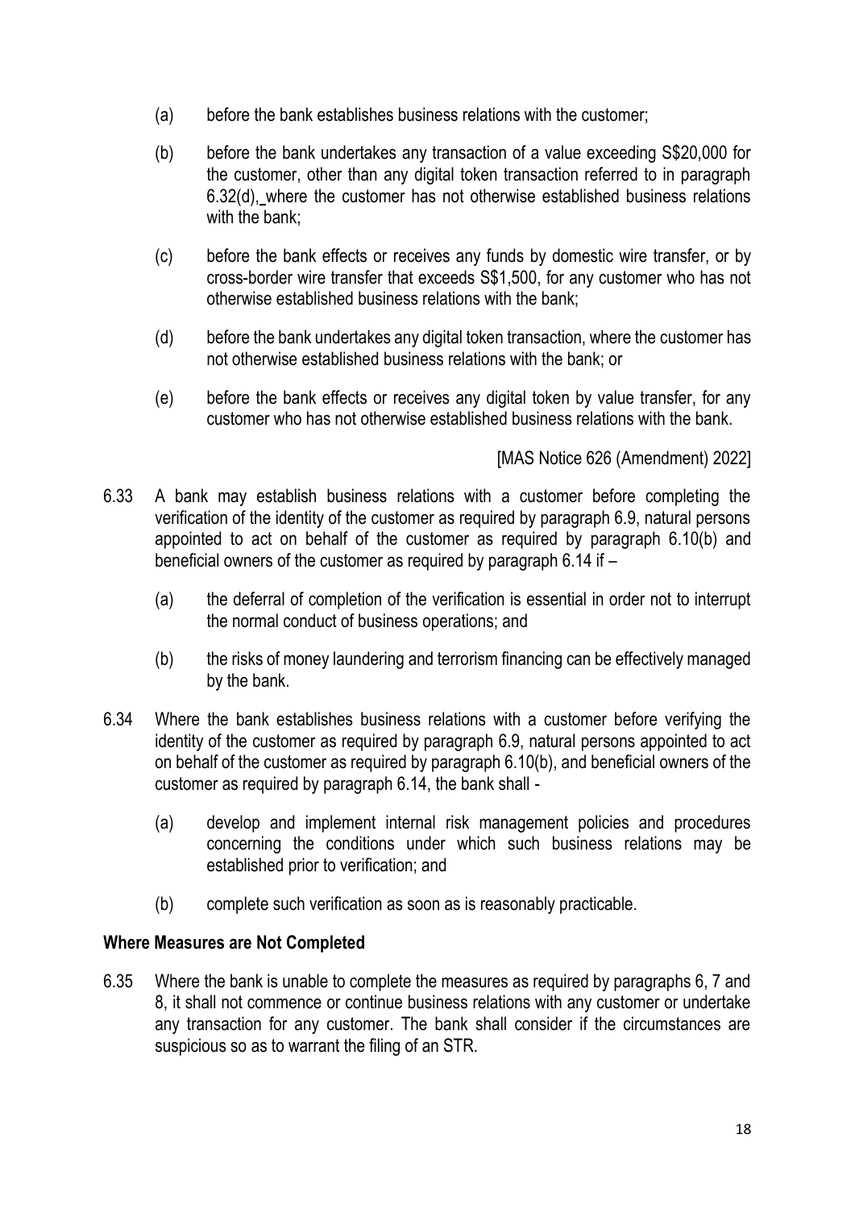(a) before the bank establishes business relations with the customer;

(b) before the bank undertakes any transaction of a value exceeding S$20,000 for the customer, other than any digital token transaction referred to in paragraph 6.32(d), where the customer has not otherwise established business relations with the bank;

(c) before the bank effects or receives any funds by domestic wire transfer, or by cross-border wire transfer that exceeds S$1,500, for any customer who has not otherwise established business relations with the bank;

(d) before the bank undertakes any digital token transaction, where the customer has not otherwise established business relations with the bank; or

(e) before the bank effects or receives any digital token by value transfer, for any customer who has not otherwise established business relations with the bank.

[MAS Notice 626 (Amendment) 2022]

6.33 A bank may establish business relations with a customer before completing the verification of the identity of the customer as required by paragraph 6.9, natural persons appointed to act on behalf of the customer as required by paragraph 6.10(b) and beneficial owners of the customer as required by paragraph 6.14 if –

(a) the deferral of completion of the verification is essential in order not to interrupt the normal conduct of business operations; and

(b) the risks of money laundering and terrorism financing can be effectively managed by the bank.

6.34 Where the bank establishes business relations with a customer before verifying the identity of the customer as required by paragraph 6.9, natural persons appointed to act on behalf of the customer as required by paragraph 6.10(b), and beneficial owners of the customer as required by paragraph 6.14, the bank shall -

(a) develop and implement internal risk management policies and procedures concerning the conditions under which such business relations may be established prior to verification; and

(b) complete such verification as soon as is reasonably practicable.

**Where Measures are Not Completed**

6.35 Where the bank is unable to complete the measures as required by paragraphs 6, 7 and 8, it shall not commence or continue business relations with any customer or undertake any transaction for any customer. The bank shall consider if the circumstances are suspicious so as to warrant the filing of an STR.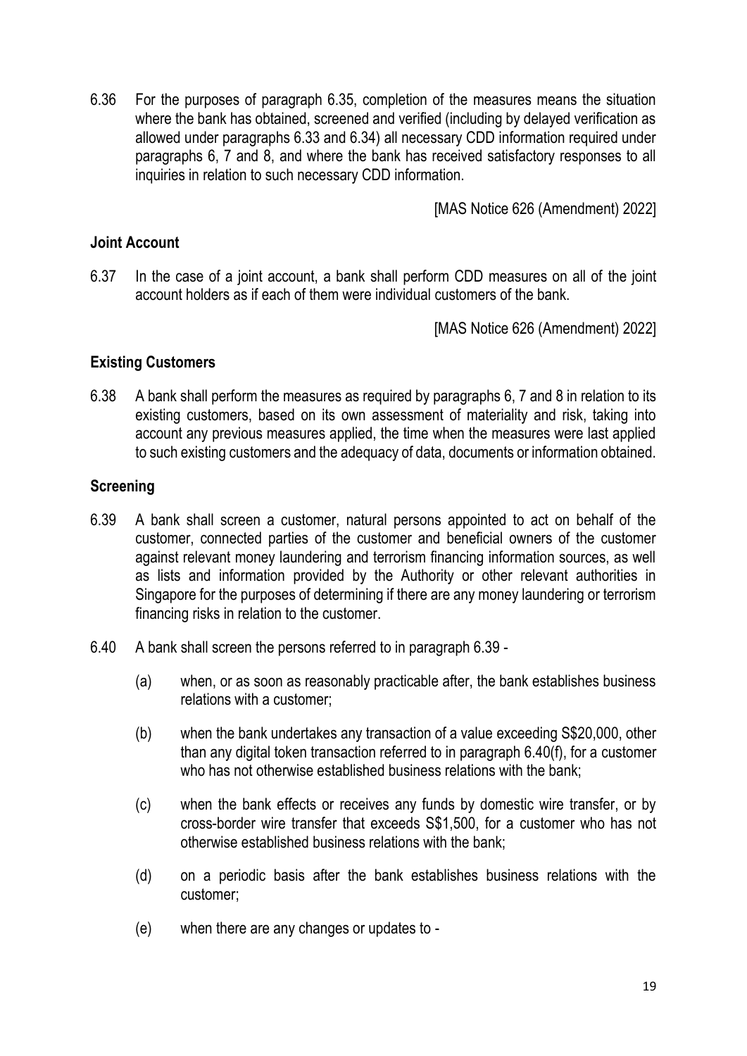6.36 For the purposes of paragraph 6.35, completion of the measures means the situation where the bank has obtained, screened and verified (including by delayed verification as allowed under paragraphs 6.33 and 6.34) all necessary CDD information required under paragraphs 6, 7 and 8, and where the bank has received satisfactory responses to all inquiries in relation to such necessary CDD information.

[MAS Notice 626 (Amendment) 2022]

**Joint Account**

6.37 In the case of a joint account, a bank shall perform CDD measures on all of the joint account holders as if each of them were individual customers of the bank.

[MAS Notice 626 (Amendment) 2022]

**Existing Customers**

6.38 A bank shall perform the measures as required by paragraphs 6, 7 and 8 in relation to its existing customers, based on its own assessment of materiality and risk, taking into account any previous measures applied, the time when the measures were last applied to such existing customers and the adequacy of data, documents or information obtained.

**Screening**

6.39 A bank shall screen a customer, natural persons appointed to act on behalf of the customer, connected parties of the customer and beneficial owners of the customer against relevant money laundering and terrorism financing information sources, as well as lists and information provided by the Authority or other relevant authorities in Singapore for the purposes of determining if there are any money laundering or terrorism financing risks in relation to the customer.

6.40 A bank shall screen the persons referred to in paragraph 6.39 -

(a) when, or as soon as reasonably practicable after, the bank establishes business relations with a customer;

(b) when the bank undertakes any transaction of a value exceeding S$20,000, other than any digital token transaction referred to in paragraph 6.40(f), for a customer who has not otherwise established business relations with the bank;

(c) when the bank effects or receives any funds by domestic wire transfer, or by cross-border wire transfer that exceeds S$1,500, for a customer who has not otherwise established business relations with the bank;

(d) on a periodic basis after the bank establishes business relations with the customer;

(e) when there are any changes or updates to -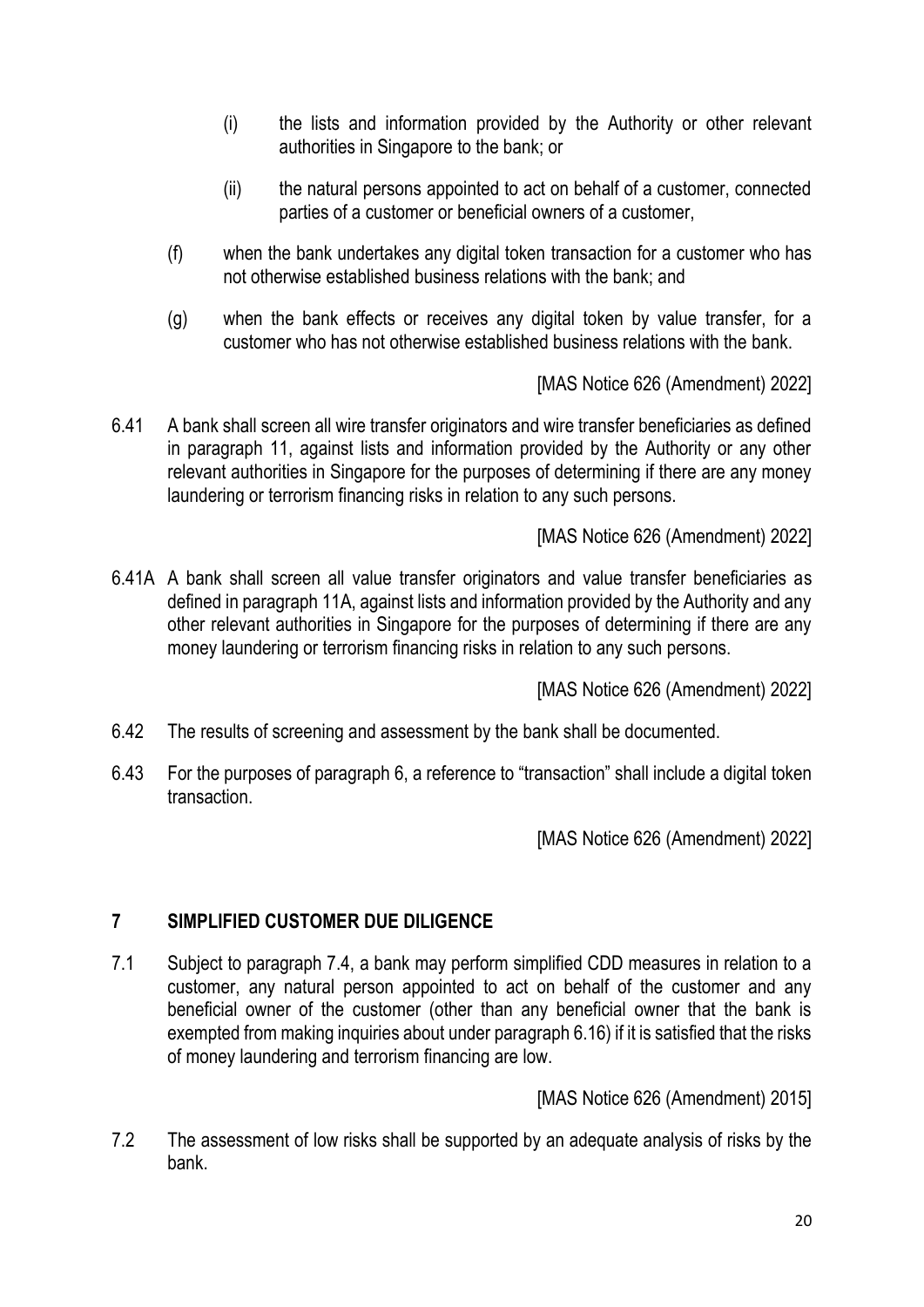(i) the lists and information provided by the Authority or other relevant authorities in Singapore to the bank; or

(ii) the natural persons appointed to act on behalf of a customer, connected parties of a customer or beneficial owners of a customer,

(f) when the bank undertakes any digital token transaction for a customer who has not otherwise established business relations with the bank; and

(g) when the bank effects or receives any digital token by value transfer, for a customer who has not otherwise established business relations with the bank.

[MAS Notice 626 (Amendment) 2022]

6.41 A bank shall screen all wire transfer originators and wire transfer beneficiaries as defined in paragraph 11, against lists and information provided by the Authority or any other relevant authorities in Singapore for the purposes of determining if there are any money laundering or terrorism financing risks in relation to any such persons.

[MAS Notice 626 (Amendment) 2022]

6.41A A bank shall screen all value transfer originators and value transfer beneficiaries as defined in paragraph 11A, against lists and information provided by the Authority and any other relevant authorities in Singapore for the purposes of determining if there are any money laundering or terrorism financing risks in relation to any such persons.

[MAS Notice 626 (Amendment) 2022]

6.42 The results of screening and assessment by the bank shall be documented.

6.43 For the purposes of paragraph 6, a reference to "transaction" shall include a digital token transaction.

[MAS Notice 626 (Amendment) 2022]

## 7 SIMPLIFIED CUSTOMER DUE DILIGENCE

7.1 Subject to paragraph 7.4, a bank may perform simplified CDD measures in relation to a customer, any natural person appointed to act on behalf of the customer and any beneficial owner of the customer (other than any beneficial owner that the bank is exempted from making inquiries about under paragraph 6.16) if it is satisfied that the risks of money laundering and terrorism financing are low.

[MAS Notice 626 (Amendment) 2015]

7.2 The assessment of low risks shall be supported by an adequate analysis of risks by the bank.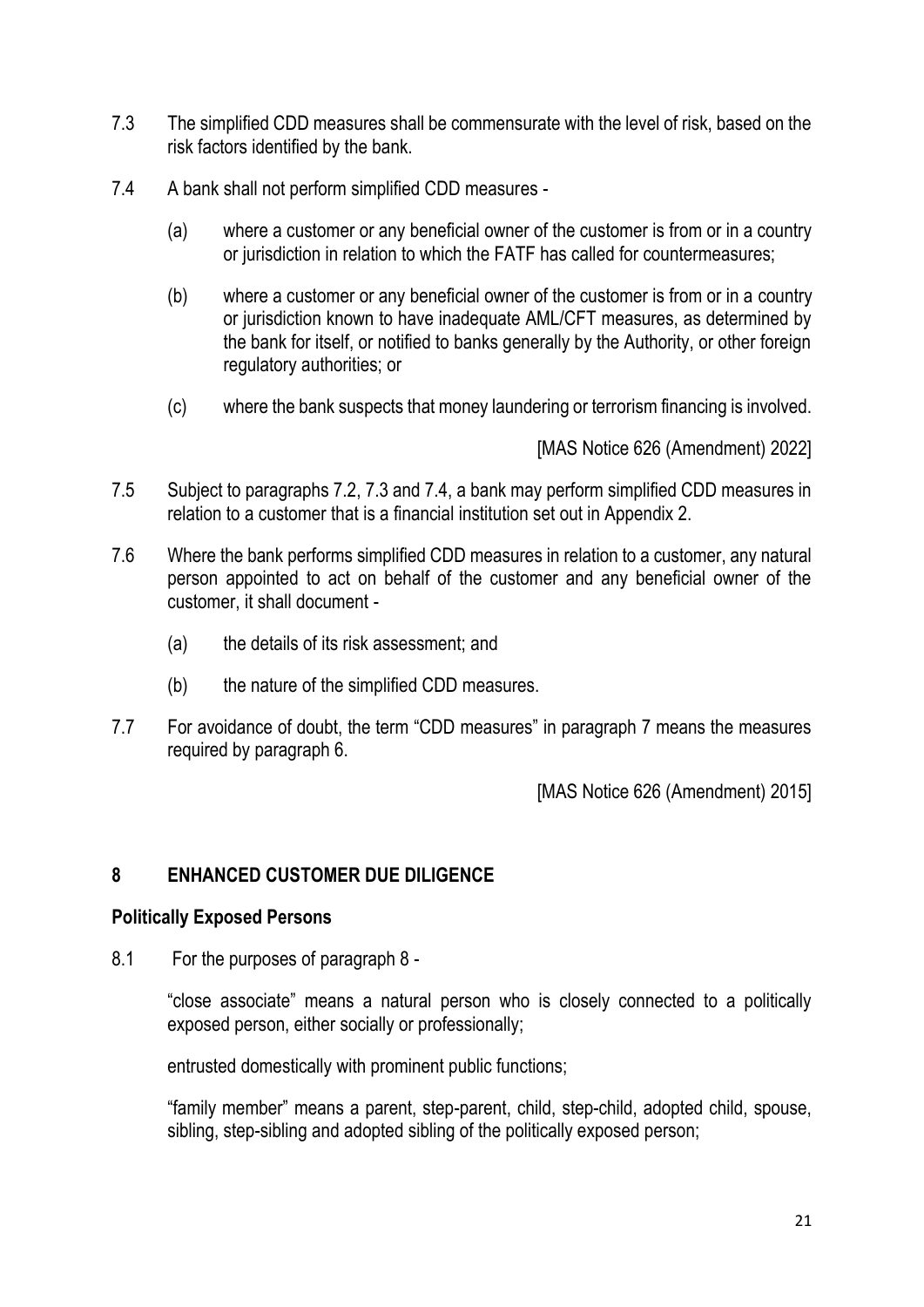7.3 The simplified CDD measures shall be commensurate with the level of risk, based on the risk factors identified by the bank.

7.4 A bank shall not perform simplified CDD measures -

(a) where a customer or any beneficial owner of the customer is from or in a country or jurisdiction in relation to which the FATF has called for countermeasures;

(b) where a customer or any beneficial owner of the customer is from or in a country or jurisdiction known to have inadequate AML/CFT measures, as determined by the bank for itself, or notified to banks generally by the Authority, or other foreign regulatory authorities; or

(c) where the bank suspects that money laundering or terrorism financing is involved.

[MAS Notice 626 (Amendment) 2022]

7.5 Subject to paragraphs 7.2, 7.3 and 7.4, a bank may perform simplified CDD measures in relation to a customer that is a financial institution set out in Appendix 2.

7.6 Where the bank performs simplified CDD measures in relation to a customer, any natural person appointed to act on behalf of the customer and any beneficial owner of the customer, it shall document -

(a) the details of its risk assessment; and

(b) the nature of the simplified CDD measures.

7.7 For avoidance of doubt, the term "CDD measures" in paragraph 7 means the measures required by paragraph 6.

[MAS Notice 626 (Amendment) 2015]

## 8 ENHANCED CUSTOMER DUE DILIGENCE

### Politically Exposed Persons

8.1 For the purposes of paragraph 8 -

"close associate" means a natural person who is closely connected to a politically exposed person, either socially or professionally;

entrusted domestically with prominent public functions;

"family member" means a parent, step-parent, child, step-child, adopted child, spouse, sibling, step-sibling and adopted sibling of the politically exposed person;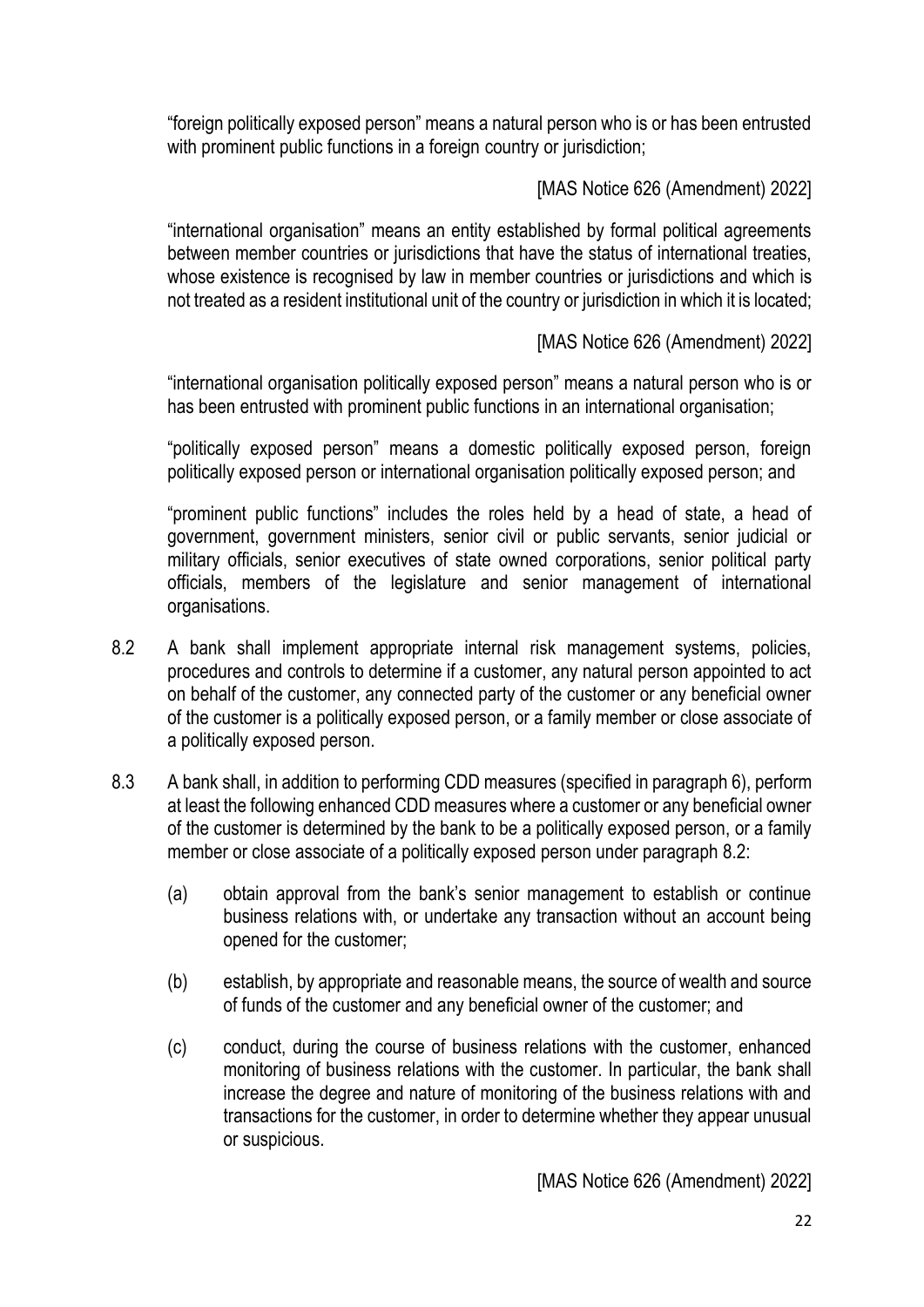"foreign politically exposed person" means a natural person who is or has been entrusted with prominent public functions in a foreign country or jurisdiction;

[MAS Notice 626 (Amendment) 2022]

"international organisation" means an entity established by formal political agreements between member countries or jurisdictions that have the status of international treaties, whose existence is recognised by law in member countries or jurisdictions and which is not treated as a resident institutional unit of the country or jurisdiction in which it is located;

[MAS Notice 626 (Amendment) 2022]

"international organisation politically exposed person" means a natural person who is or has been entrusted with prominent public functions in an international organisation;

"politically exposed person" means a domestic politically exposed person, foreign politically exposed person or international organisation politically exposed person; and

"prominent public functions" includes the roles held by a head of state, a head of government, government ministers, senior civil or public servants, senior judicial or military officials, senior executives of state owned corporations, senior political party officials, members of the legislature and senior management of international organisations.

8.2 A bank shall implement appropriate internal risk management systems, policies, procedures and controls to determine if a customer, any natural person appointed to act on behalf of the customer, any connected party of the customer or any beneficial owner of the customer is a politically exposed person, or a family member or close associate of a politically exposed person.

8.3 A bank shall, in addition to performing CDD measures (specified in paragraph 6), perform at least the following enhanced CDD measures where a customer or any beneficial owner of the customer is determined by the bank to be a politically exposed person, or a family member or close associate of a politically exposed person under paragraph 8.2:

(a) obtain approval from the bank's senior management to establish or continue business relations with, or undertake any transaction without an account being opened for the customer;

(b) establish, by appropriate and reasonable means, the source of wealth and source of funds of the customer and any beneficial owner of the customer; and

(c) conduct, during the course of business relations with the customer, enhanced monitoring of business relations with the customer. In particular, the bank shall increase the degree and nature of monitoring of the business relations with and transactions for the customer, in order to determine whether they appear unusual or suspicious.

[MAS Notice 626 (Amendment) 2022]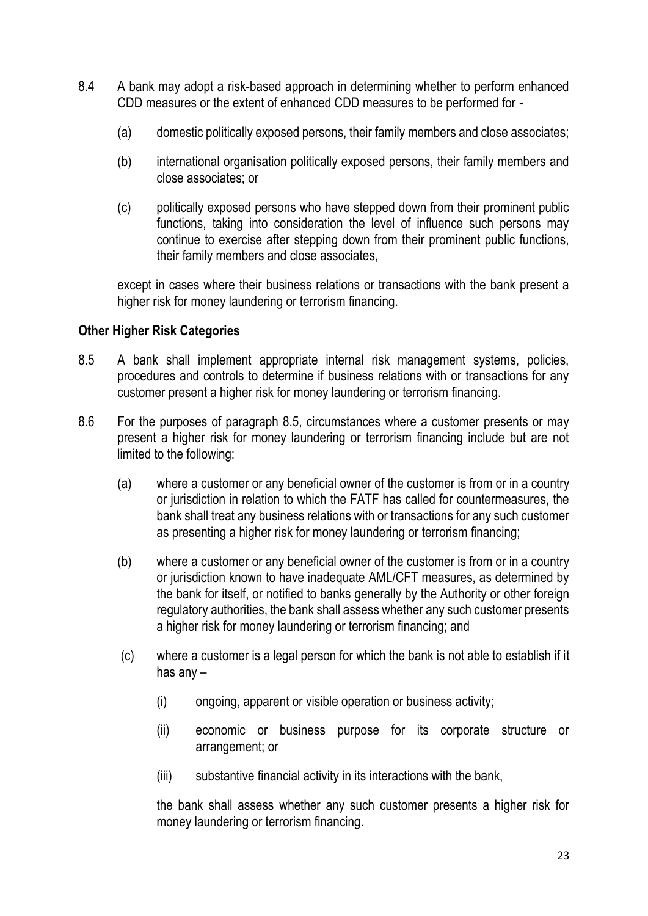8.4 A bank may adopt a risk-based approach in determining whether to perform enhanced CDD measures or the extent of enhanced CDD measures to be performed for -

(a) domestic politically exposed persons, their family members and close associates;

(b) international organisation politically exposed persons, their family members and close associates; or

(c) politically exposed persons who have stepped down from their prominent public functions, taking into consideration the level of influence such persons may continue to exercise after stepping down from their prominent public functions, their family members and close associates,

except in cases where their business relations or transactions with the bank present a higher risk for money laundering or terrorism financing.

**Other Higher Risk Categories**

8.5 A bank shall implement appropriate internal risk management systems, policies, procedures and controls to determine if business relations with or transactions for any customer present a higher risk for money laundering or terrorism financing.

8.6 For the purposes of paragraph 8.5, circumstances where a customer presents or may present a higher risk for money laundering or terrorism financing include but are not limited to the following:

(a) where a customer or any beneficial owner of the customer is from or in a country or jurisdiction in relation to which the FATF has called for countermeasures, the bank shall treat any business relations with or transactions for any such customer as presenting a higher risk for money laundering or terrorism financing;

(b) where a customer or any beneficial owner of the customer is from or in a country or jurisdiction known to have inadequate AML/CFT measures, as determined by the bank for itself, or notified to banks generally by the Authority or other foreign regulatory authorities, the bank shall assess whether any such customer presents a higher risk for money laundering or terrorism financing; and

(c) where a customer is a legal person for which the bank is not able to establish if it has any –

(i) ongoing, apparent or visible operation or business activity;

(ii) economic or business purpose for its corporate structure or arrangement; or

(iii) substantive financial activity in its interactions with the bank,

the bank shall assess whether any such customer presents a higher risk for money laundering or terrorism financing.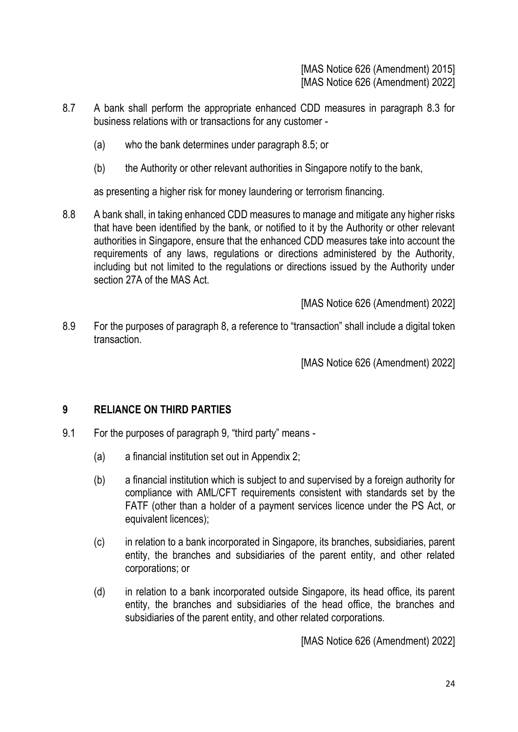[MAS Notice 626 (Amendment) 2015]
[MAS Notice 626 (Amendment) 2022]

8.7 A bank shall perform the appropriate enhanced CDD measures in paragraph 8.3 for business relations with or transactions for any customer -

(a) who the bank determines under paragraph 8.5; or

(b) the Authority or other relevant authorities in Singapore notify to the bank,

as presenting a higher risk for money laundering or terrorism financing.

8.8 A bank shall, in taking enhanced CDD measures to manage and mitigate any higher risks that have been identified by the bank, or notified to it by the Authority or other relevant authorities in Singapore, ensure that the enhanced CDD measures take into account the requirements of any laws, regulations or directions administered by the Authority, including but not limited to the regulations or directions issued by the Authority under section 27A of the MAS Act.

[MAS Notice 626 (Amendment) 2022]

8.9 For the purposes of paragraph 8, a reference to "transaction" shall include a digital token transaction.

[MAS Notice 626 (Amendment) 2022]

## 9 RELIANCE ON THIRD PARTIES

9.1 For the purposes of paragraph 9, "third party" means -

(a) a financial institution set out in Appendix 2;

(b) a financial institution which is subject to and supervised by a foreign authority for compliance with AML/CFT requirements consistent with standards set by the FATF (other than a holder of a payment services licence under the PS Act, or equivalent licences);

(c) in relation to a bank incorporated in Singapore, its branches, subsidiaries, parent entity, the branches and subsidiaries of the parent entity, and other related corporations; or

(d) in relation to a bank incorporated outside Singapore, its head office, its parent entity, the branches and subsidiaries of the head office, the branches and subsidiaries of the parent entity, and other related corporations.

[MAS Notice 626 (Amendment) 2022]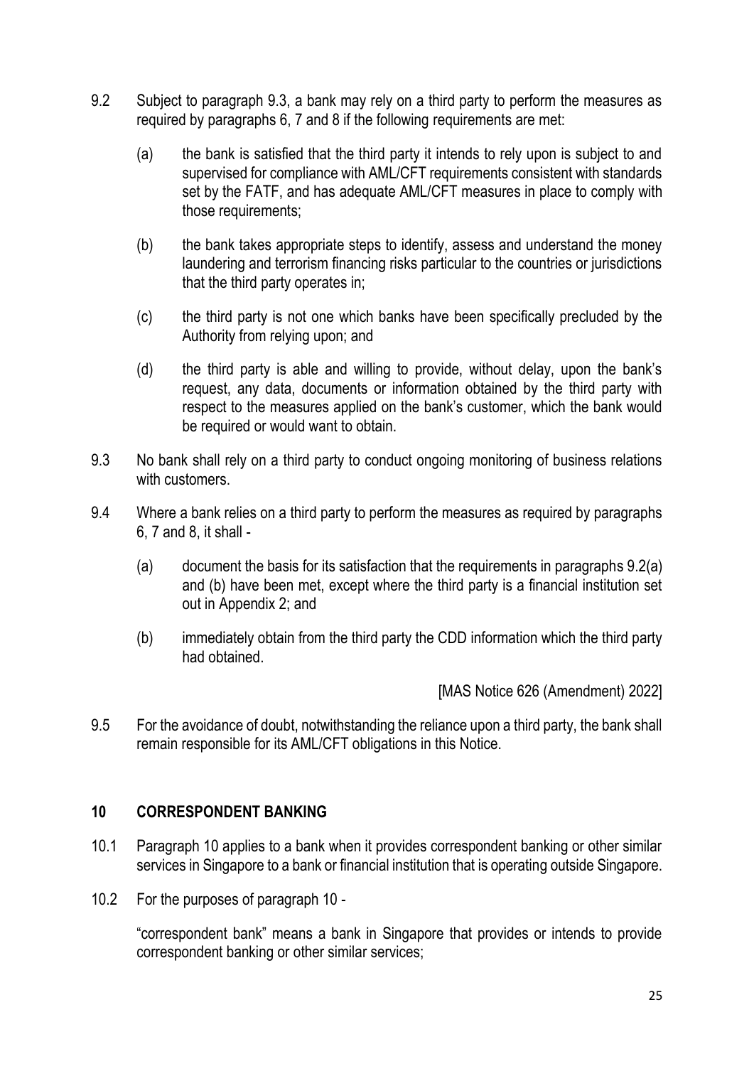9.2 Subject to paragraph 9.3, a bank may rely on a third party to perform the measures as required by paragraphs 6, 7 and 8 if the following requirements are met:

(a) the bank is satisfied that the third party it intends to rely upon is subject to and supervised for compliance with AML/CFT requirements consistent with standards set by the FATF, and has adequate AML/CFT measures in place to comply with those requirements;

(b) the bank takes appropriate steps to identify, assess and understand the money laundering and terrorism financing risks particular to the countries or jurisdictions that the third party operates in;

(c) the third party is not one which banks have been specifically precluded by the Authority from relying upon; and

(d) the third party is able and willing to provide, without delay, upon the bank's request, any data, documents or information obtained by the third party with respect to the measures applied on the bank's customer, which the bank would be required or would want to obtain.

9.3 No bank shall rely on a third party to conduct ongoing monitoring of business relations with customers.

9.4 Where a bank relies on a third party to perform the measures as required by paragraphs 6, 7 and 8, it shall -

(a) document the basis for its satisfaction that the requirements in paragraphs 9.2(a) and (b) have been met, except where the third party is a financial institution set out in Appendix 2; and

(b) immediately obtain from the third party the CDD information which the third party had obtained.

[MAS Notice 626 (Amendment) 2022]

9.5 For the avoidance of doubt, notwithstanding the reliance upon a third party, the bank shall remain responsible for its AML/CFT obligations in this Notice.

## 10 CORRESPONDENT BANKING

10.1 Paragraph 10 applies to a bank when it provides correspondent banking or other similar services in Singapore to a bank or financial institution that is operating outside Singapore.

10.2 For the purposes of paragraph 10 -

"correspondent bank" means a bank in Singapore that provides or intends to provide correspondent banking or other similar services;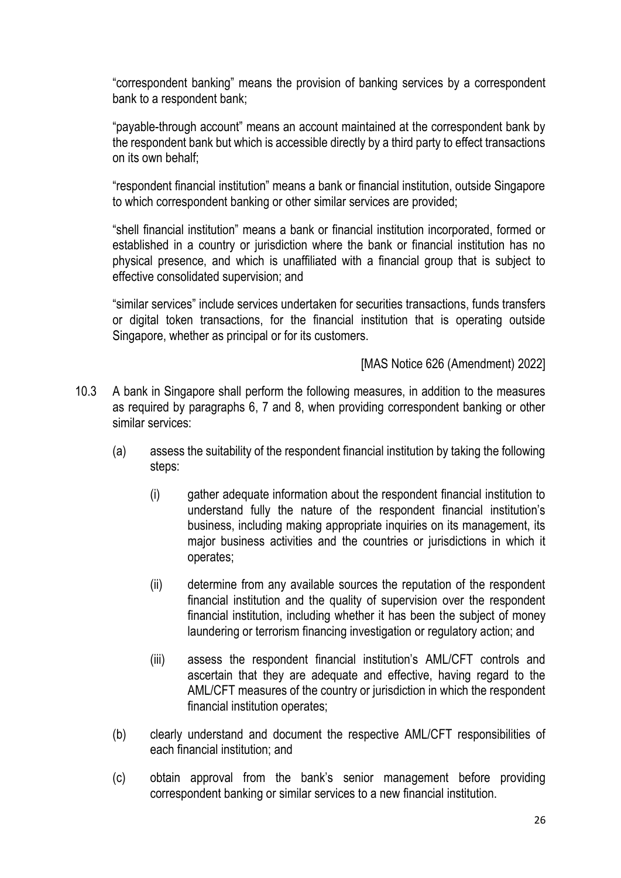"correspondent banking" means the provision of banking services by a correspondent bank to a respondent bank;

"payable-through account" means an account maintained at the correspondent bank by the respondent bank but which is accessible directly by a third party to effect transactions on its own behalf;

"respondent financial institution" means a bank or financial institution, outside Singapore to which correspondent banking or other similar services are provided;

"shell financial institution" means a bank or financial institution incorporated, formed or established in a country or jurisdiction where the bank or financial institution has no physical presence, and which is unaffiliated with a financial group that is subject to effective consolidated supervision; and

"similar services" include services undertaken for securities transactions, funds transfers or digital token transactions, for the financial institution that is operating outside Singapore, whether as principal or for its customers.

[MAS Notice 626 (Amendment) 2022]

10.3 A bank in Singapore shall perform the following measures, in addition to the measures as required by paragraphs 6, 7 and 8, when providing correspondent banking or other similar services:

(a) assess the suitability of the respondent financial institution by taking the following steps:

(i) gather adequate information about the respondent financial institution to understand fully the nature of the respondent financial institution's business, including making appropriate inquiries on its management, its major business activities and the countries or jurisdictions in which it operates;

(ii) determine from any available sources the reputation of the respondent financial institution and the quality of supervision over the respondent financial institution, including whether it has been the subject of money laundering or terrorism financing investigation or regulatory action; and

(iii) assess the respondent financial institution's AML/CFT controls and ascertain that they are adequate and effective, having regard to the AML/CFT measures of the country or jurisdiction in which the respondent financial institution operates;

(b) clearly understand and document the respective AML/CFT responsibilities of each financial institution; and

(c) obtain approval from the bank's senior management before providing correspondent banking or similar services to a new financial institution.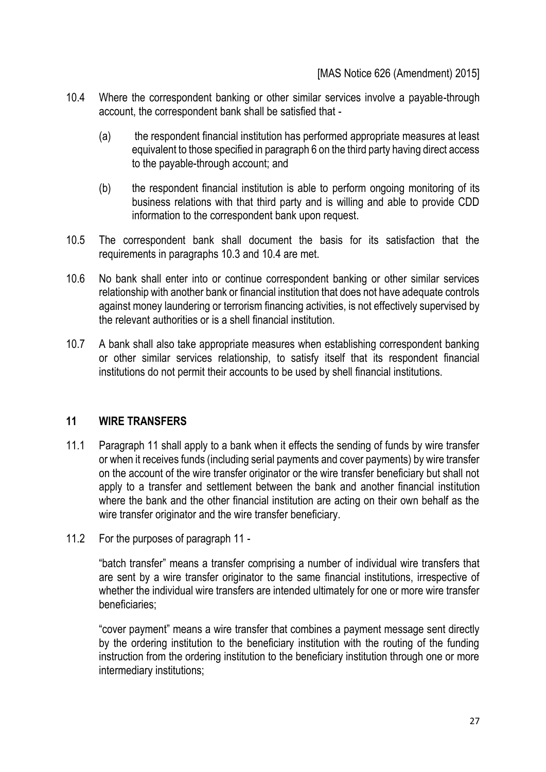[MAS Notice 626 (Amendment) 2015]

10.4 Where the correspondent banking or other similar services involve a payable-through account, the correspondent bank shall be satisfied that -

(a) the respondent financial institution has performed appropriate measures at least equivalent to those specified in paragraph 6 on the third party having direct access to the payable-through account; and

(b) the respondent financial institution is able to perform ongoing monitoring of its business relations with that third party and is willing and able to provide CDD information to the correspondent bank upon request.

10.5 The correspondent bank shall document the basis for its satisfaction that the requirements in paragraphs 10.3 and 10.4 are met.

10.6 No bank shall enter into or continue correspondent banking or other similar services relationship with another bank or financial institution that does not have adequate controls against money laundering or terrorism financing activities, is not effectively supervised by the relevant authorities or is a shell financial institution.

10.7 A bank shall also take appropriate measures when establishing correspondent banking or other similar services relationship, to satisfy itself that its respondent financial institutions do not permit their accounts to be used by shell financial institutions.

## 11 WIRE TRANSFERS

11.1 Paragraph 11 shall apply to a bank when it effects the sending of funds by wire transfer or when it receives funds (including serial payments and cover payments) by wire transfer on the account of the wire transfer originator or the wire transfer beneficiary but shall not apply to a transfer and settlement between the bank and another financial institution where the bank and the other financial institution are acting on their own behalf as the wire transfer originator and the wire transfer beneficiary.

11.2 For the purposes of paragraph 11 -

"batch transfer" means a transfer comprising a number of individual wire transfers that are sent by a wire transfer originator to the same financial institutions, irrespective of whether the individual wire transfers are intended ultimately for one or more wire transfer beneficiaries;

"cover payment" means a wire transfer that combines a payment message sent directly by the ordering institution to the beneficiary institution with the routing of the funding instruction from the ordering institution to the beneficiary institution through one or more intermediary institutions;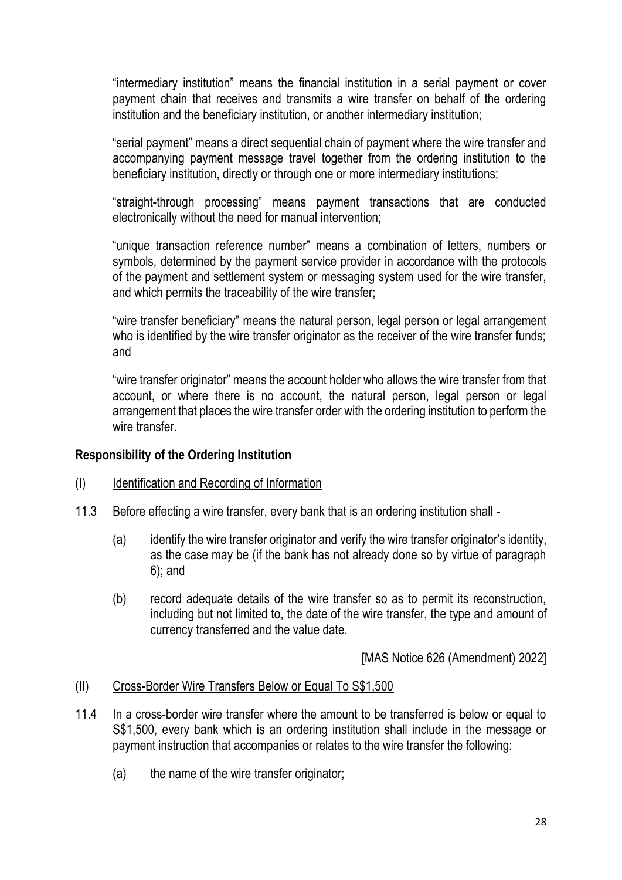"intermediary institution" means the financial institution in a serial payment or cover payment chain that receives and transmits a wire transfer on behalf of the ordering institution and the beneficiary institution, or another intermediary institution;

"serial payment" means a direct sequential chain of payment where the wire transfer and accompanying payment message travel together from the ordering institution to the beneficiary institution, directly or through one or more intermediary institutions;

"straight-through processing" means payment transactions that are conducted electronically without the need for manual intervention;

"unique transaction reference number" means a combination of letters, numbers or symbols, determined by the payment service provider in accordance with the protocols of the payment and settlement system or messaging system used for the wire transfer, and which permits the traceability of the wire transfer;

"wire transfer beneficiary" means the natural person, legal person or legal arrangement who is identified by the wire transfer originator as the receiver of the wire transfer funds; and

"wire transfer originator" means the account holder who allows the wire transfer from that account, or where there is no account, the natural person, legal person or legal arrangement that places the wire transfer order with the ordering institution to perform the wire transfer.

**Responsibility of the Ordering Institution**

(I) Identification and Recording of Information

11.3 Before effecting a wire transfer, every bank that is an ordering institution shall -

(a) identify the wire transfer originator and verify the wire transfer originator's identity, as the case may be (if the bank has not already done so by virtue of paragraph 6); and

(b) record adequate details of the wire transfer so as to permit its reconstruction, including but not limited to, the date of the wire transfer, the type and amount of currency transferred and the value date.

[MAS Notice 626 (Amendment) 2022]

(II) Cross-Border Wire Transfers Below or Equal To S$1,500

11.4 In a cross-border wire transfer where the amount to be transferred is below or equal to S$1,500, every bank which is an ordering institution shall include in the message or payment instruction that accompanies or relates to the wire transfer the following:

(a) the name of the wire transfer originator;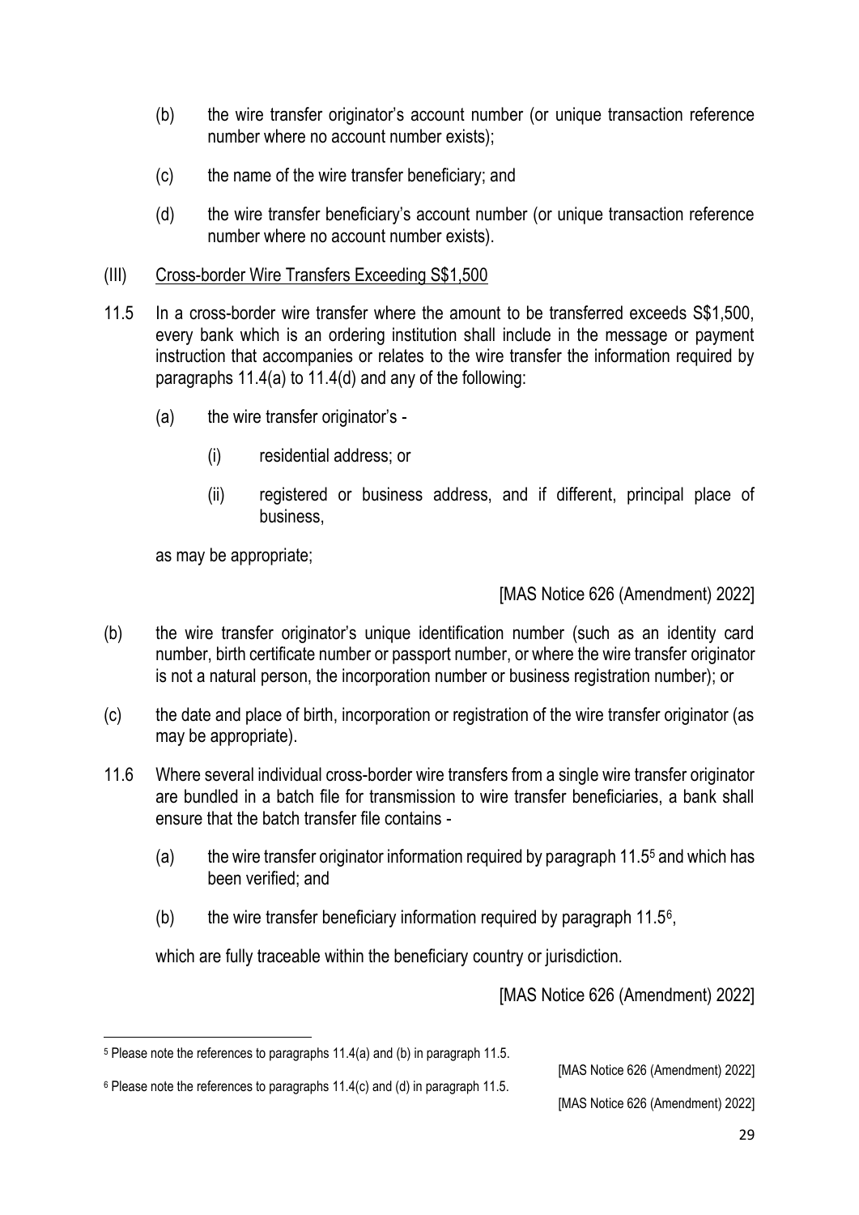(b) the wire transfer originator's account number (or unique transaction reference number where no account number exists);

(c) the name of the wire transfer beneficiary; and

(d) the wire transfer beneficiary's account number (or unique transaction reference number where no account number exists).

(III) <u>Cross-border Wire Transfers Exceeding S$1,500</u>

11.5 In a cross-border wire transfer where the amount to be transferred exceeds S$1,500, every bank which is an ordering institution shall include in the message or payment instruction that accompanies or relates to the wire transfer the information required by paragraphs 11.4(a) to 11.4(d) and any of the following:

(a) the wire transfer originator's -

(i) residential address; or

(ii) registered or business address, and if different, principal place of business,

as may be appropriate;

[MAS Notice 626 (Amendment) 2022]

(b) the wire transfer originator's unique identification number (such as an identity card number, birth certificate number or passport number, or where the wire transfer originator is not a natural person, the incorporation number or business registration number); or

(c) the date and place of birth, incorporation or registration of the wire transfer originator (as may be appropriate).

11.6 Where several individual cross-border wire transfers from a single wire transfer originator are bundled in a batch file for transmission to wire transfer beneficiaries, a bank shall ensure that the batch transfer file contains -

(a) the wire transfer originator information required by paragraph 11.5[5] and which has been verified; and

(b) the wire transfer beneficiary information required by paragraph 11.5[6],

which are fully traceable within the beneficiary country or jurisdiction.

[MAS Notice 626 (Amendment) 2022]

---

[5] Please note the references to paragraphs 11.4(a) and (b) in paragraph 11.5.

[MAS Notice 626 (Amendment) 2022]

[6] Please note the references to paragraphs 11.4(c) and (d) in paragraph 11.5.

[MAS Notice 626 (Amendment) 2022]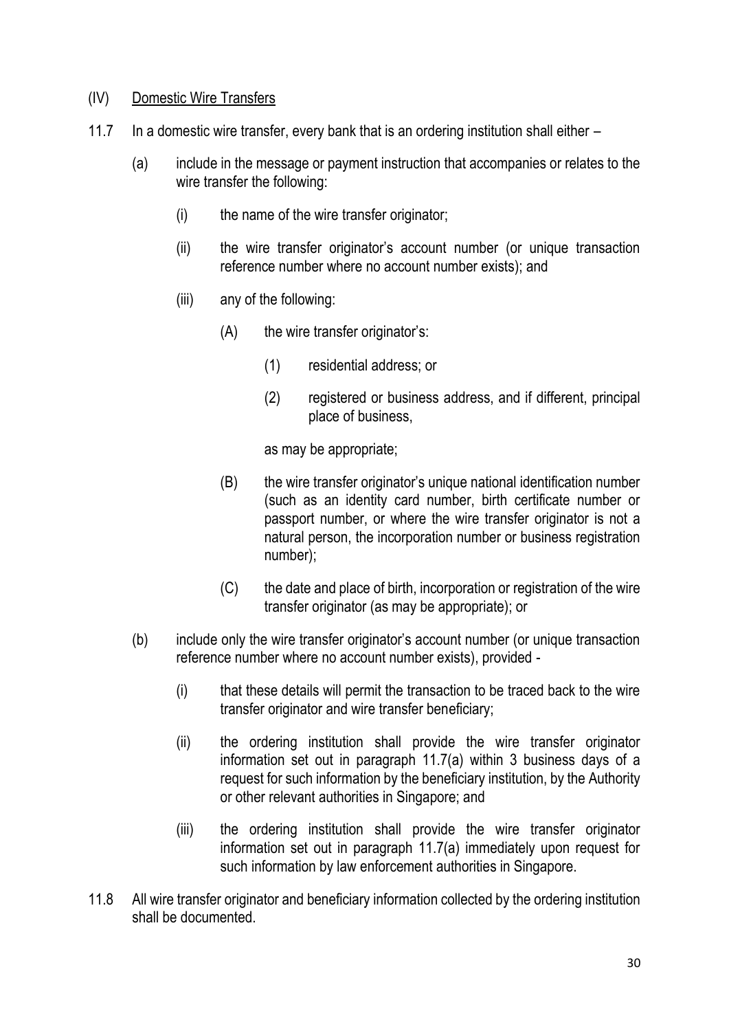### (IV) Domestic Wire Transfers

11.7 In a domestic wire transfer, every bank that is an ordering institution shall either –

(a) include in the message or payment instruction that accompanies or relates to the wire transfer the following:

(i) the name of the wire transfer originator;

(ii) the wire transfer originator's account number (or unique transaction reference number where no account number exists); and

(iii) any of the following:

(A) the wire transfer originator's:

(1) residential address; or

(2) registered or business address, and if different, principal place of business,

as may be appropriate;

(B) the wire transfer originator's unique national identification number (such as an identity card number, birth certificate number or passport number, or where the wire transfer originator is not a natural person, the incorporation number or business registration number);

(C) the date and place of birth, incorporation or registration of the wire transfer originator (as may be appropriate); or

(b) include only the wire transfer originator's account number (or unique transaction reference number where no account number exists), provided -

(i) that these details will permit the transaction to be traced back to the wire transfer originator and wire transfer beneficiary;

(ii) the ordering institution shall provide the wire transfer originator information set out in paragraph 11.7(a) within 3 business days of a request for such information by the beneficiary institution, by the Authority or other relevant authorities in Singapore; and

(iii) the ordering institution shall provide the wire transfer originator information set out in paragraph 11.7(a) immediately upon request for such information by law enforcement authorities in Singapore.

11.8 All wire transfer originator and beneficiary information collected by the ordering institution shall be documented.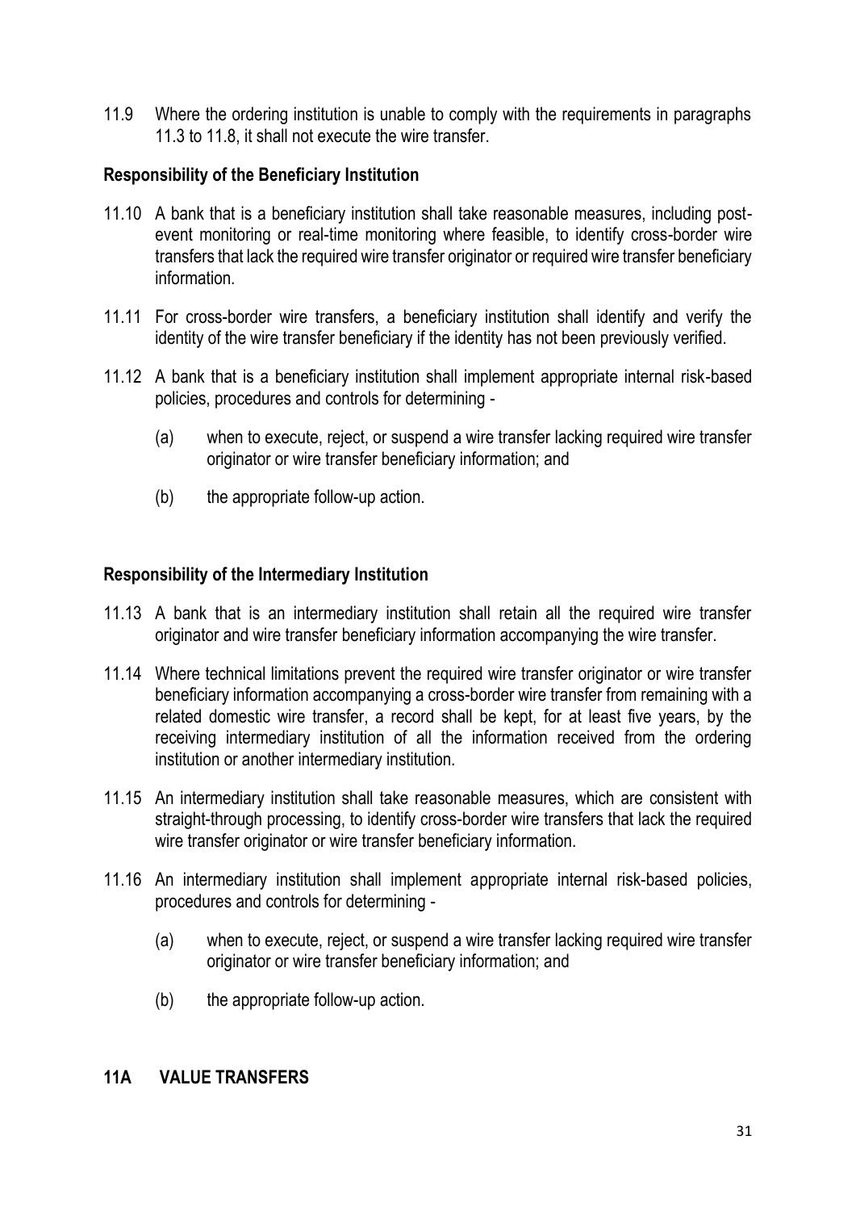11.9 Where the ordering institution is unable to comply with the requirements in paragraphs 11.3 to 11.8, it shall not execute the wire transfer.

**Responsibility of the Beneficiary Institution**

11.10 A bank that is a beneficiary institution shall take reasonable measures, including post-event monitoring or real-time monitoring where feasible, to identify cross-border wire transfers that lack the required wire transfer originator or required wire transfer beneficiary information.

11.11 For cross-border wire transfers, a beneficiary institution shall identify and verify the identity of the wire transfer beneficiary if the identity has not been previously verified.

11.12 A bank that is a beneficiary institution shall implement appropriate internal risk-based policies, procedures and controls for determining -

(a) when to execute, reject, or suspend a wire transfer lacking required wire transfer originator or wire transfer beneficiary information; and

(b) the appropriate follow-up action.

**Responsibility of the Intermediary Institution**

11.13 A bank that is an intermediary institution shall retain all the required wire transfer originator and wire transfer beneficiary information accompanying the wire transfer.

11.14 Where technical limitations prevent the required wire transfer originator or wire transfer beneficiary information accompanying a cross-border wire transfer from remaining with a related domestic wire transfer, a record shall be kept, for at least five years, by the receiving intermediary institution of all the information received from the ordering institution or another intermediary institution.

11.15 An intermediary institution shall take reasonable measures, which are consistent with straight-through processing, to identify cross-border wire transfers that lack the required wire transfer originator or wire transfer beneficiary information.

11.16 An intermediary institution shall implement appropriate internal risk-based policies, procedures and controls for determining -

(a) when to execute, reject, or suspend a wire transfer lacking required wire transfer originator or wire transfer beneficiary information; and

(b) the appropriate follow-up action.

## 11A VALUE TRANSFERS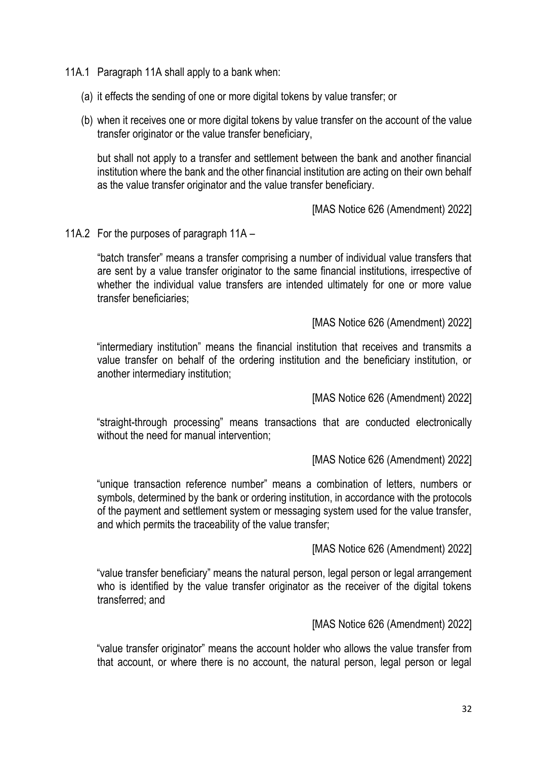11A.1 Paragraph 11A shall apply to a bank when:

(a) it effects the sending of one or more digital tokens by value transfer; or

(b) when it receives one or more digital tokens by value transfer on the account of the value transfer originator or the value transfer beneficiary,

but shall not apply to a transfer and settlement between the bank and another financial institution where the bank and the other financial institution are acting on their own behalf as the value transfer originator and the value transfer beneficiary.

[MAS Notice 626 (Amendment) 2022]

11A.2 For the purposes of paragraph 11A –

"batch transfer" means a transfer comprising a number of individual value transfers that are sent by a value transfer originator to the same financial institutions, irrespective of whether the individual value transfers are intended ultimately for one or more value transfer beneficiaries;

[MAS Notice 626 (Amendment) 2022]

"intermediary institution" means the financial institution that receives and transmits a value transfer on behalf of the ordering institution and the beneficiary institution, or another intermediary institution;

[MAS Notice 626 (Amendment) 2022]

"straight-through processing" means transactions that are conducted electronically without the need for manual intervention;

[MAS Notice 626 (Amendment) 2022]

"unique transaction reference number" means a combination of letters, numbers or symbols, determined by the bank or ordering institution, in accordance with the protocols of the payment and settlement system or messaging system used for the value transfer, and which permits the traceability of the value transfer;

[MAS Notice 626 (Amendment) 2022]

"value transfer beneficiary" means the natural person, legal person or legal arrangement who is identified by the value transfer originator as the receiver of the digital tokens transferred; and

[MAS Notice 626 (Amendment) 2022]

"value transfer originator" means the account holder who allows the value transfer from that account, or where there is no account, the natural person, legal person or legal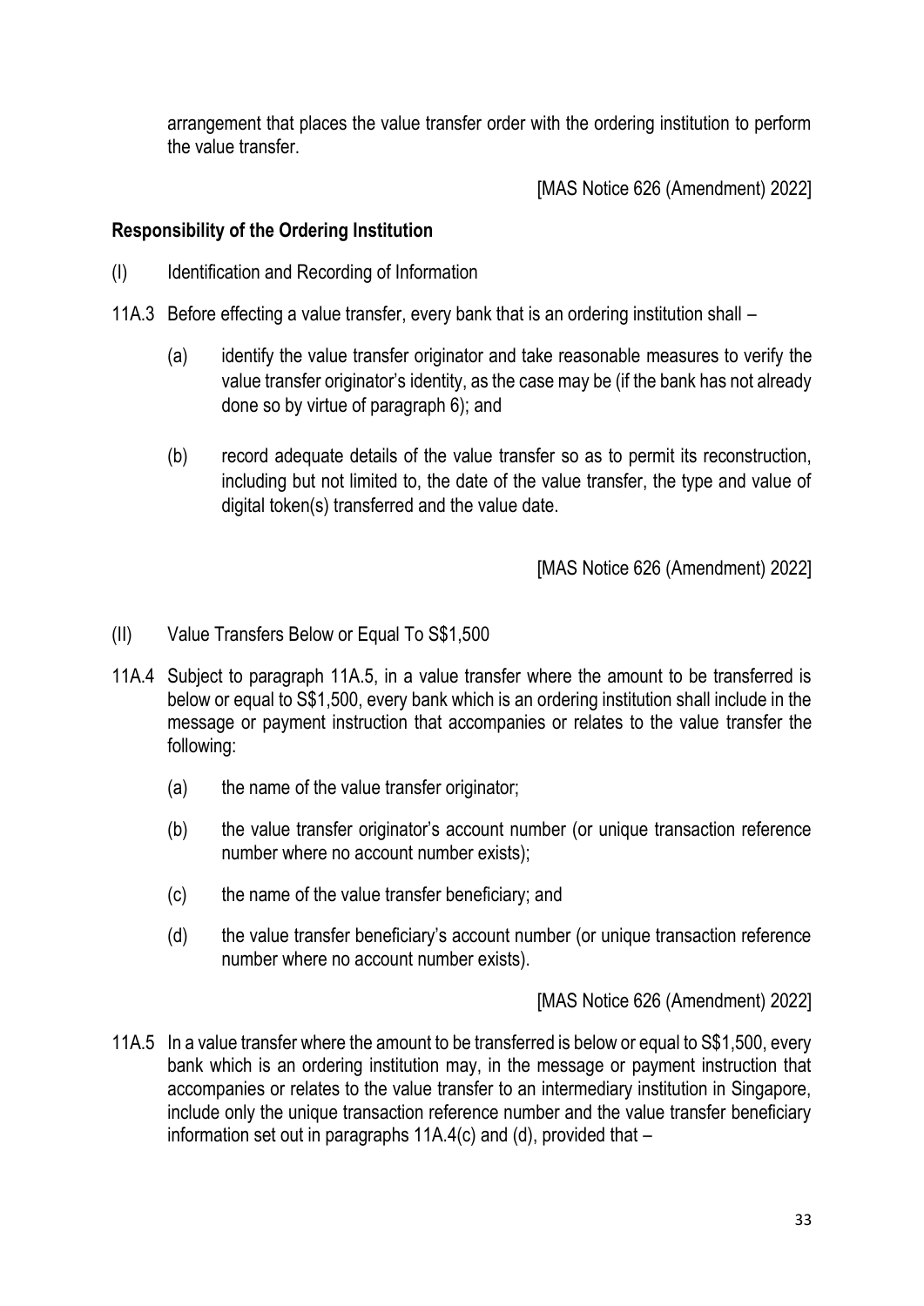arrangement that places the value transfer order with the ordering institution to perform the value transfer.

[MAS Notice 626 (Amendment) 2022]

**Responsibility of the Ordering Institution**

(I) Identification and Recording of Information

11A.3 Before effecting a value transfer, every bank that is an ordering institution shall –

(a) identify the value transfer originator and take reasonable measures to verify the value transfer originator's identity, as the case may be (if the bank has not already done so by virtue of paragraph 6); and

(b) record adequate details of the value transfer so as to permit its reconstruction, including but not limited to, the date of the value transfer, the type and value of digital token(s) transferred and the value date.

[MAS Notice 626 (Amendment) 2022]

(II) Value Transfers Below or Equal To S$1,500

11A.4 Subject to paragraph 11A.5, in a value transfer where the amount to be transferred is below or equal to S$1,500, every bank which is an ordering institution shall include in the message or payment instruction that accompanies or relates to the value transfer the following:

(a) the name of the value transfer originator;

(b) the value transfer originator's account number (or unique transaction reference number where no account number exists);

(c) the name of the value transfer beneficiary; and

(d) the value transfer beneficiary's account number (or unique transaction reference number where no account number exists).

[MAS Notice 626 (Amendment) 2022]

11A.5 In a value transfer where the amount to be transferred is below or equal to S$1,500, every bank which is an ordering institution may, in the message or payment instruction that accompanies or relates to the value transfer to an intermediary institution in Singapore, include only the unique transaction reference number and the value transfer beneficiary information set out in paragraphs 11A.4(c) and (d), provided that –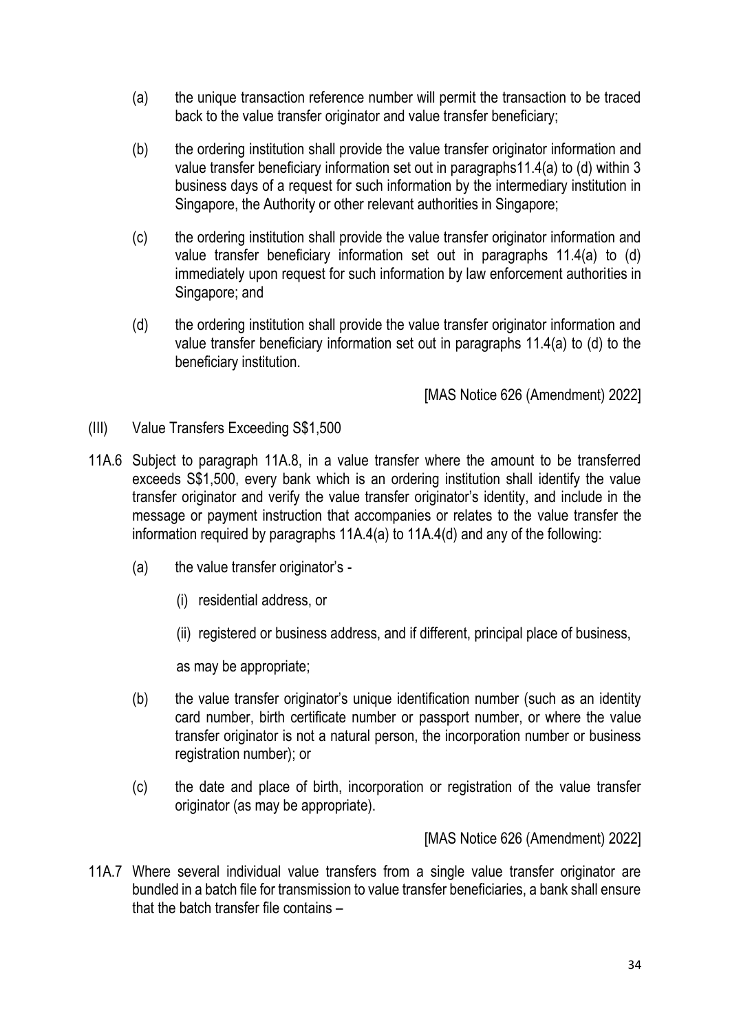(a) the unique transaction reference number will permit the transaction to be traced back to the value transfer originator and value transfer beneficiary;

(b) the ordering institution shall provide the value transfer originator information and value transfer beneficiary information set out in paragraphs11.4(a) to (d) within 3 business days of a request for such information by the intermediary institution in Singapore, the Authority or other relevant authorities in Singapore;

(c) the ordering institution shall provide the value transfer originator information and value transfer beneficiary information set out in paragraphs 11.4(a) to (d) immediately upon request for such information by law enforcement authorities in Singapore; and

(d) the ordering institution shall provide the value transfer originator information and value transfer beneficiary information set out in paragraphs 11.4(a) to (d) to the beneficiary institution.

[MAS Notice 626 (Amendment) 2022]

(III) Value Transfers Exceeding S$1,500

11A.6 Subject to paragraph 11A.8, in a value transfer where the amount to be transferred exceeds S$1,500, every bank which is an ordering institution shall identify the value transfer originator and verify the value transfer originator's identity, and include in the message or payment instruction that accompanies or relates to the value transfer the information required by paragraphs 11A.4(a) to 11A.4(d) and any of the following:

(a) the value transfer originator's -

(i) residential address, or

(ii) registered or business address, and if different, principal place of business,

as may be appropriate;

(b) the value transfer originator's unique identification number (such as an identity card number, birth certificate number or passport number, or where the value transfer originator is not a natural person, the incorporation number or business registration number); or

(c) the date and place of birth, incorporation or registration of the value transfer originator (as may be appropriate).

[MAS Notice 626 (Amendment) 2022]

11A.7 Where several individual value transfers from a single value transfer originator are bundled in a batch file for transmission to value transfer beneficiaries, a bank shall ensure that the batch transfer file contains –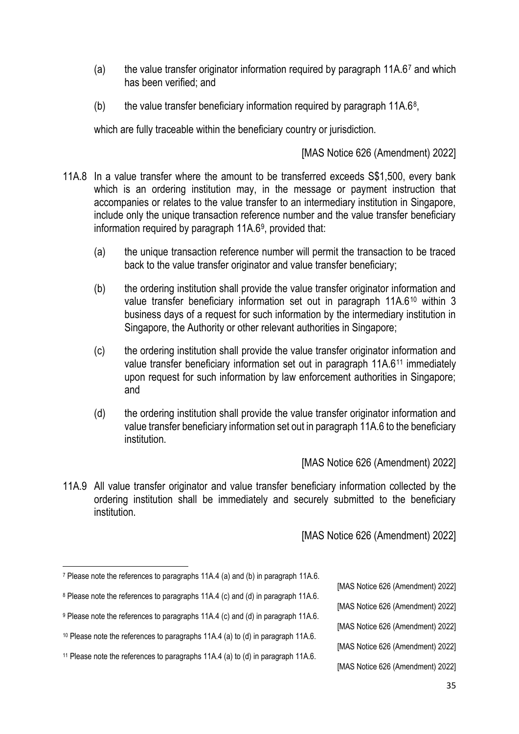(a) the value transfer originator information required by paragraph 11A.6[7] and which has been verified; and

(b) the value transfer beneficiary information required by paragraph 11A.6[8],

which are fully traceable within the beneficiary country or jurisdiction.

[MAS Notice 626 (Amendment) 2022]

11A.8 In a value transfer where the amount to be transferred exceeds S$1,500, every bank which is an ordering institution may, in the message or payment instruction that accompanies or relates to the value transfer to an intermediary institution in Singapore, include only the unique transaction reference number and the value transfer beneficiary information required by paragraph 11A.6[9], provided that:

(a) the unique transaction reference number will permit the transaction to be traced back to the value transfer originator and value transfer beneficiary;

(b) the ordering institution shall provide the value transfer originator information and value transfer beneficiary information set out in paragraph 11A.6[10] within 3 business days of a request for such information by the intermediary institution in Singapore, the Authority or other relevant authorities in Singapore;

(c) the ordering institution shall provide the value transfer originator information and value transfer beneficiary information set out in paragraph 11A.6[11] immediately upon request for such information by law enforcement authorities in Singapore; and

(d) the ordering institution shall provide the value transfer originator information and value transfer beneficiary information set out in paragraph 11A.6 to the beneficiary institution.

[MAS Notice 626 (Amendment) 2022]

11A.9 All value transfer originator and value transfer beneficiary information collected by the ordering institution shall be immediately and securely submitted to the beneficiary institution.

[MAS Notice 626 (Amendment) 2022]

---

[7] Please note the references to paragraphs 11A.4 (a) and (b) in paragraph 11A.6.

[MAS Notice 626 (Amendment) 2022]

[8] Please note the references to paragraphs 11A.4 (c) and (d) in paragraph 11A.6.

[MAS Notice 626 (Amendment) 2022]

[9] Please note the references to paragraphs 11A.4 (c) and (d) in paragraph 11A.6.

[MAS Notice 626 (Amendment) 2022]

[10] Please note the references to paragraphs 11A.4 (a) to (d) in paragraph 11A.6.

[MAS Notice 626 (Amendment) 2022]

[11] Please note the references to paragraphs 11A.4 (a) to (d) in paragraph 11A.6.

[MAS Notice 626 (Amendment) 2022]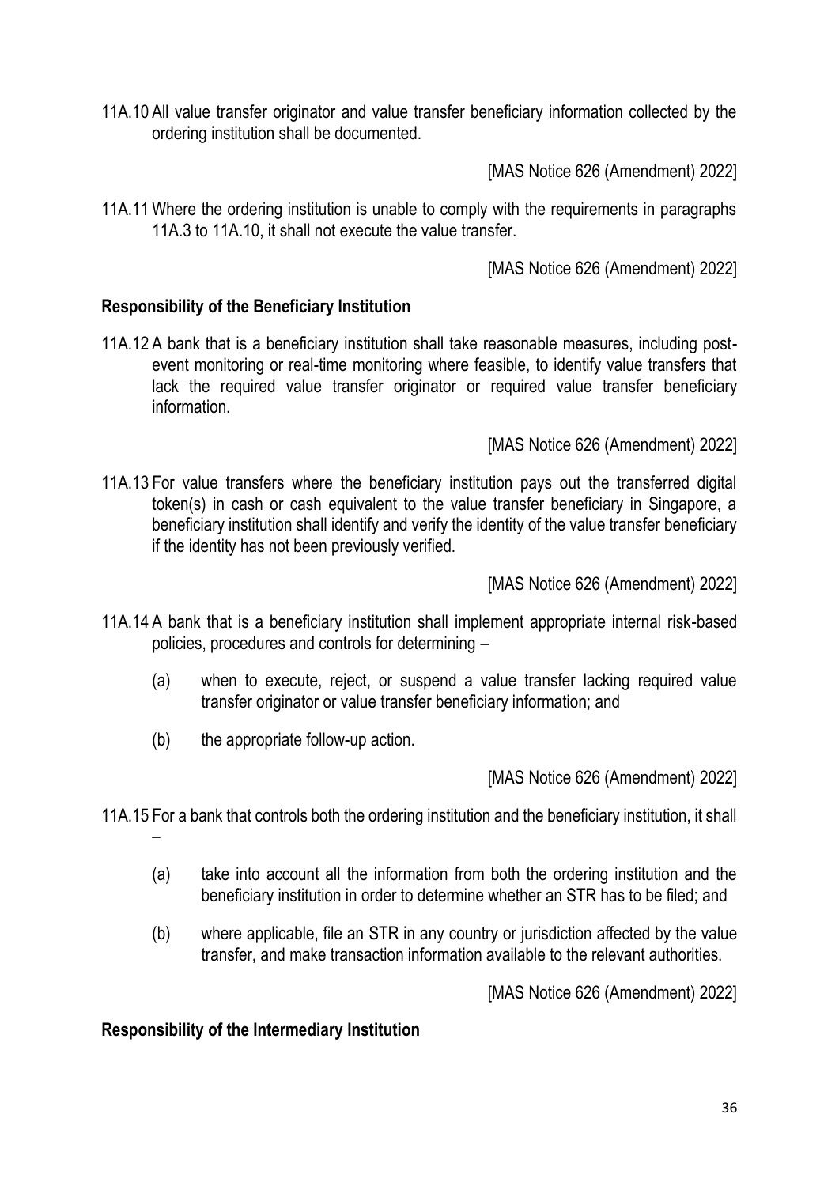11A.10 All value transfer originator and value transfer beneficiary information collected by the ordering institution shall be documented.

[MAS Notice 626 (Amendment) 2022]

11A.11 Where the ordering institution is unable to comply with the requirements in paragraphs 11A.3 to 11A.10, it shall not execute the value transfer.

[MAS Notice 626 (Amendment) 2022]

**Responsibility of the Beneficiary Institution**

11A.12 A bank that is a beneficiary institution shall take reasonable measures, including post-event monitoring or real-time monitoring where feasible, to identify value transfers that lack the required value transfer originator or required value transfer beneficiary information.

[MAS Notice 626 (Amendment) 2022]

11A.13 For value transfers where the beneficiary institution pays out the transferred digital token(s) in cash or cash equivalent to the value transfer beneficiary in Singapore, a beneficiary institution shall identify and verify the identity of the value transfer beneficiary if the identity has not been previously verified.

[MAS Notice 626 (Amendment) 2022]

11A.14 A bank that is a beneficiary institution shall implement appropriate internal risk-based policies, procedures and controls for determining –

(a) when to execute, reject, or suspend a value transfer lacking required value transfer originator or value transfer beneficiary information; and

(b) the appropriate follow-up action.

[MAS Notice 626 (Amendment) 2022]

11A.15 For a bank that controls both the ordering institution and the beneficiary institution, it shall –

(a) take into account all the information from both the ordering institution and the beneficiary institution in order to determine whether an STR has to be filed; and

(b) where applicable, file an STR in any country or jurisdiction affected by the value transfer, and make transaction information available to the relevant authorities.

[MAS Notice 626 (Amendment) 2022]

**Responsibility of the Intermediary Institution**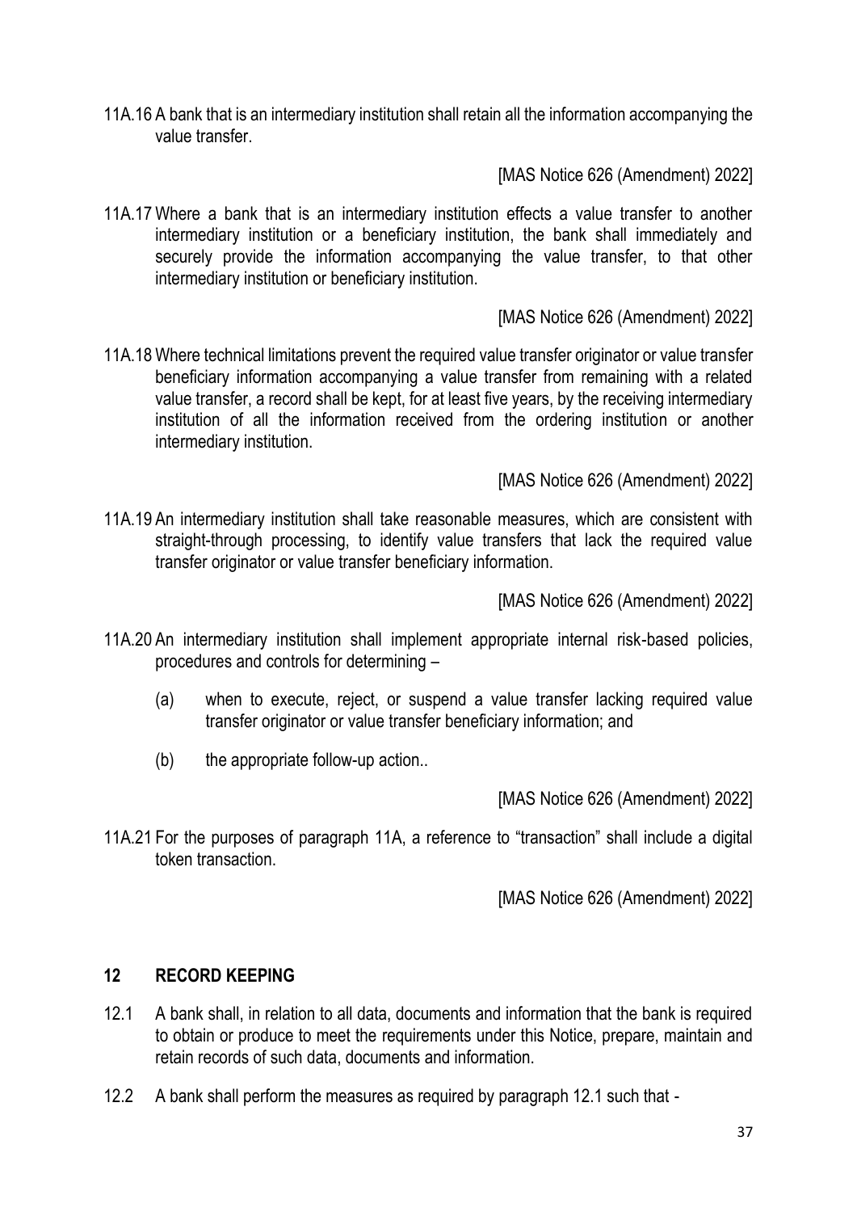11A.16 A bank that is an intermediary institution shall retain all the information accompanying the value transfer.

[MAS Notice 626 (Amendment) 2022]

11A.17 Where a bank that is an intermediary institution effects a value transfer to another intermediary institution or a beneficiary institution, the bank shall immediately and securely provide the information accompanying the value transfer, to that other intermediary institution or beneficiary institution.

[MAS Notice 626 (Amendment) 2022]

11A.18 Where technical limitations prevent the required value transfer originator or value transfer beneficiary information accompanying a value transfer from remaining with a related value transfer, a record shall be kept, for at least five years, by the receiving intermediary institution of all the information received from the ordering institution or another intermediary institution.

[MAS Notice 626 (Amendment) 2022]

11A.19 An intermediary institution shall take reasonable measures, which are consistent with straight-through processing, to identify value transfers that lack the required value transfer originator or value transfer beneficiary information.

[MAS Notice 626 (Amendment) 2022]

11A.20 An intermediary institution shall implement appropriate internal risk-based policies, procedures and controls for determining –

(a) when to execute, reject, or suspend a value transfer lacking required value transfer originator or value transfer beneficiary information; and

(b) the appropriate follow-up action..

[MAS Notice 626 (Amendment) 2022]

11A.21 For the purposes of paragraph 11A, a reference to "transaction" shall include a digital token transaction.

[MAS Notice 626 (Amendment) 2022]

## 12 RECORD KEEPING

12.1 A bank shall, in relation to all data, documents and information that the bank is required to obtain or produce to meet the requirements under this Notice, prepare, maintain and retain records of such data, documents and information.

12.2 A bank shall perform the measures as required by paragraph 12.1 such that -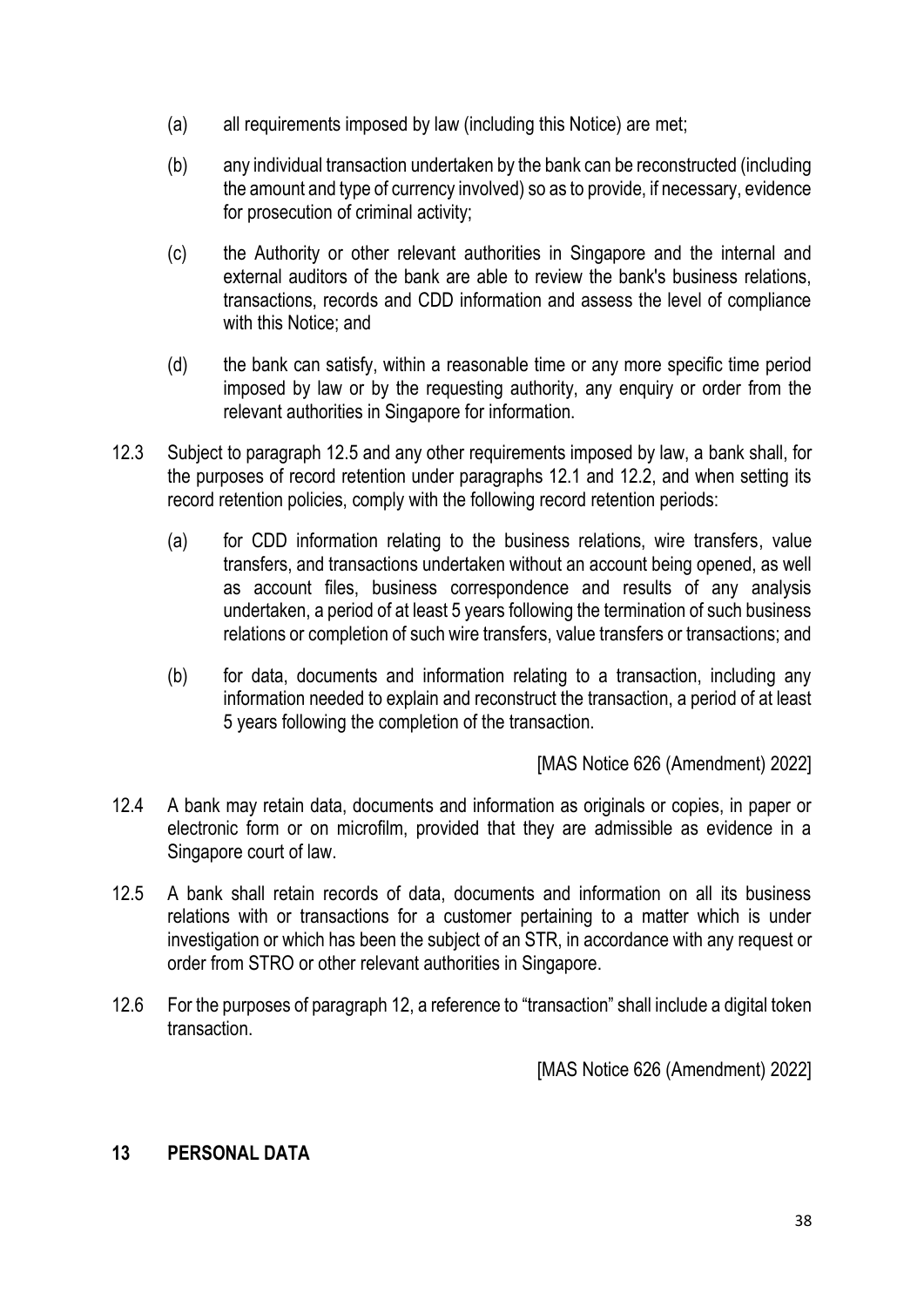(a) all requirements imposed by law (including this Notice) are met;

(b) any individual transaction undertaken by the bank can be reconstructed (including the amount and type of currency involved) so as to provide, if necessary, evidence for prosecution of criminal activity;

(c) the Authority or other relevant authorities in Singapore and the internal and external auditors of the bank are able to review the bank's business relations, transactions, records and CDD information and assess the level of compliance with this Notice; and

(d) the bank can satisfy, within a reasonable time or any more specific time period imposed by law or by the requesting authority, any enquiry or order from the relevant authorities in Singapore for information.

12.3 Subject to paragraph 12.5 and any other requirements imposed by law, a bank shall, for the purposes of record retention under paragraphs 12.1 and 12.2, and when setting its record retention policies, comply with the following record retention periods:

(a) for CDD information relating to the business relations, wire transfers, value transfers, and transactions undertaken without an account being opened, as well as account files, business correspondence and results of any analysis undertaken, a period of at least 5 years following the termination of such business relations or completion of such wire transfers, value transfers or transactions; and

(b) for data, documents and information relating to a transaction, including any information needed to explain and reconstruct the transaction, a period of at least 5 years following the completion of the transaction.

[MAS Notice 626 (Amendment) 2022]

12.4 A bank may retain data, documents and information as originals or copies, in paper or electronic form or on microfilm, provided that they are admissible as evidence in a Singapore court of law.

12.5 A bank shall retain records of data, documents and information on all its business relations with or transactions for a customer pertaining to a matter which is under investigation or which has been the subject of an STR, in accordance with any request or order from STRO or other relevant authorities in Singapore.

12.6 For the purposes of paragraph 12, a reference to "transaction" shall include a digital token transaction.

[MAS Notice 626 (Amendment) 2022]

## 13 PERSONAL DATA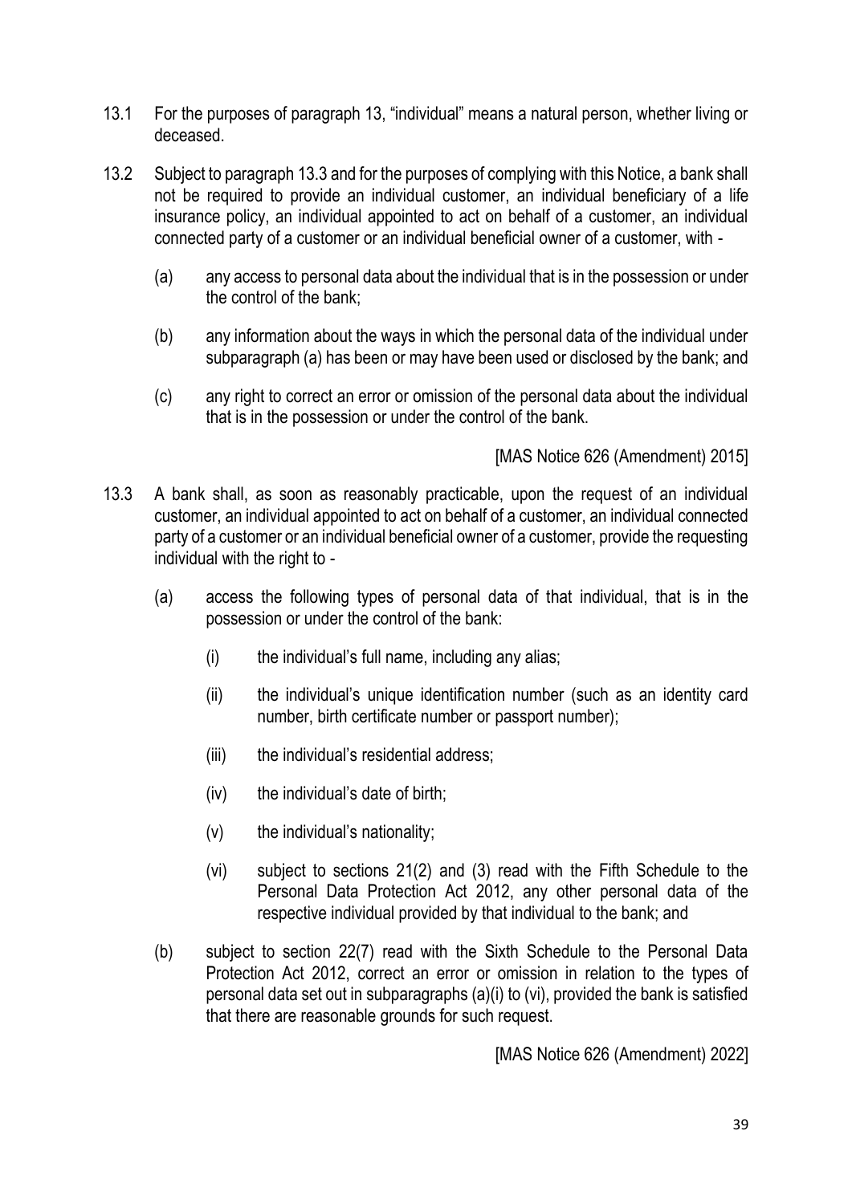13.1 For the purposes of paragraph 13, "individual" means a natural person, whether living or deceased.

13.2 Subject to paragraph 13.3 and for the purposes of complying with this Notice, a bank shall not be required to provide an individual customer, an individual beneficiary of a life insurance policy, an individual appointed to act on behalf of a customer, an individual connected party of a customer or an individual beneficial owner of a customer, with -

(a) any access to personal data about the individual that is in the possession or under the control of the bank;

(b) any information about the ways in which the personal data of the individual under subparagraph (a) has been or may have been used or disclosed by the bank; and

(c) any right to correct an error or omission of the personal data about the individual that is in the possession or under the control of the bank.

[MAS Notice 626 (Amendment) 2015]

13.3 A bank shall, as soon as reasonably practicable, upon the request of an individual customer, an individual appointed to act on behalf of a customer, an individual connected party of a customer or an individual beneficial owner of a customer, provide the requesting individual with the right to -

(a) access the following types of personal data of that individual, that is in the possession or under the control of the bank:

(i) the individual's full name, including any alias;

(ii) the individual's unique identification number (such as an identity card number, birth certificate number or passport number);

(iii) the individual's residential address;

(iv) the individual's date of birth;

(v) the individual's nationality;

(vi) subject to sections 21(2) and (3) read with the Fifth Schedule to the Personal Data Protection Act 2012, any other personal data of the respective individual provided by that individual to the bank; and

(b) subject to section 22(7) read with the Sixth Schedule to the Personal Data Protection Act 2012, correct an error or omission in relation to the types of personal data set out in subparagraphs (a)(i) to (vi), provided the bank is satisfied that there are reasonable grounds for such request.

[MAS Notice 626 (Amendment) 2022]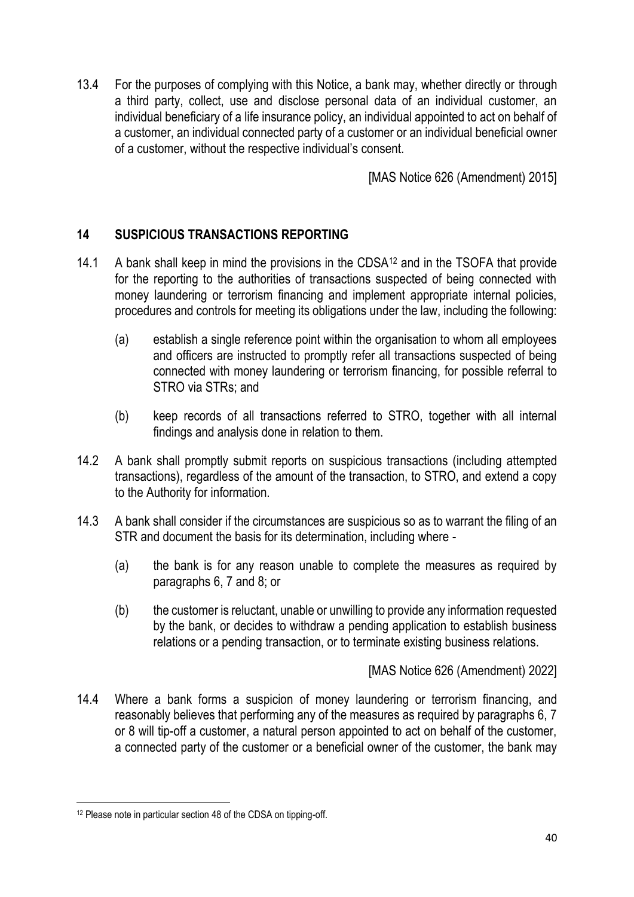13.4 For the purposes of complying with this Notice, a bank may, whether directly or through a third party, collect, use and disclose personal data of an individual customer, an individual beneficiary of a life insurance policy, an individual appointed to act on behalf of a customer, an individual connected party of a customer or an individual beneficial owner of a customer, without the respective individual's consent.

[MAS Notice 626 (Amendment) 2015]

## 14 SUSPICIOUS TRANSACTIONS REPORTING

14.1 A bank shall keep in mind the provisions in the CDSA[12] and in the TSOFA that provide for the reporting to the authorities of transactions suspected of being connected with money laundering or terrorism financing and implement appropriate internal policies, procedures and controls for meeting its obligations under the law, including the following:

(a) establish a single reference point within the organisation to whom all employees and officers are instructed to promptly refer all transactions suspected of being connected with money laundering or terrorism financing, for possible referral to STRO via STRs; and

(b) keep records of all transactions referred to STRO, together with all internal findings and analysis done in relation to them.

14.2 A bank shall promptly submit reports on suspicious transactions (including attempted transactions), regardless of the amount of the transaction, to STRO, and extend a copy to the Authority for information.

14.3 A bank shall consider if the circumstances are suspicious so as to warrant the filing of an STR and document the basis for its determination, including where -

(a) the bank is for any reason unable to complete the measures as required by paragraphs 6, 7 and 8; or

(b) the customer is reluctant, unable or unwilling to provide any information requested by the bank, or decides to withdraw a pending application to establish business relations or a pending transaction, or to terminate existing business relations.

[MAS Notice 626 (Amendment) 2022]

14.4 Where a bank forms a suspicion of money laundering or terrorism financing, and reasonably believes that performing any of the measures as required by paragraphs 6, 7 or 8 will tip-off a customer, a natural person appointed to act on behalf of the customer, a connected party of the customer or a beneficial owner of the customer, the bank may

---

[12] Please note in particular section 48 of the CDSA on tipping-off.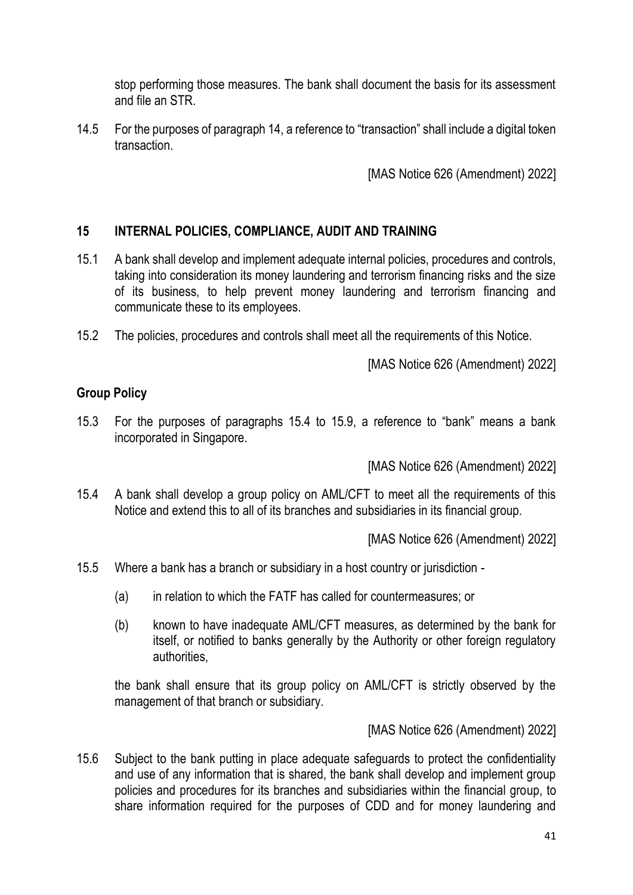stop performing those measures. The bank shall document the basis for its assessment and file an STR.

14.5 For the purposes of paragraph 14, a reference to "transaction" shall include a digital token transaction.

[MAS Notice 626 (Amendment) 2022]

## 15 INTERNAL POLICIES, COMPLIANCE, AUDIT AND TRAINING

15.1 A bank shall develop and implement adequate internal policies, procedures and controls, taking into consideration its money laundering and terrorism financing risks and the size of its business, to help prevent money laundering and terrorism financing and communicate these to its employees.

15.2 The policies, procedures and controls shall meet all the requirements of this Notice.

[MAS Notice 626 (Amendment) 2022]

### Group Policy

15.3 For the purposes of paragraphs 15.4 to 15.9, a reference to "bank" means a bank incorporated in Singapore.

[MAS Notice 626 (Amendment) 2022]

15.4 A bank shall develop a group policy on AML/CFT to meet all the requirements of this Notice and extend this to all of its branches and subsidiaries in its financial group.

[MAS Notice 626 (Amendment) 2022]

15.5 Where a bank has a branch or subsidiary in a host country or jurisdiction -

(a) in relation to which the FATF has called for countermeasures; or

(b) known to have inadequate AML/CFT measures, as determined by the bank for itself, or notified to banks generally by the Authority or other foreign regulatory authorities,

the bank shall ensure that its group policy on AML/CFT is strictly observed by the management of that branch or subsidiary.

[MAS Notice 626 (Amendment) 2022]

15.6 Subject to the bank putting in place adequate safeguards to protect the confidentiality and use of any information that is shared, the bank shall develop and implement group policies and procedures for its branches and subsidiaries within the financial group, to share information required for the purposes of CDD and for money laundering and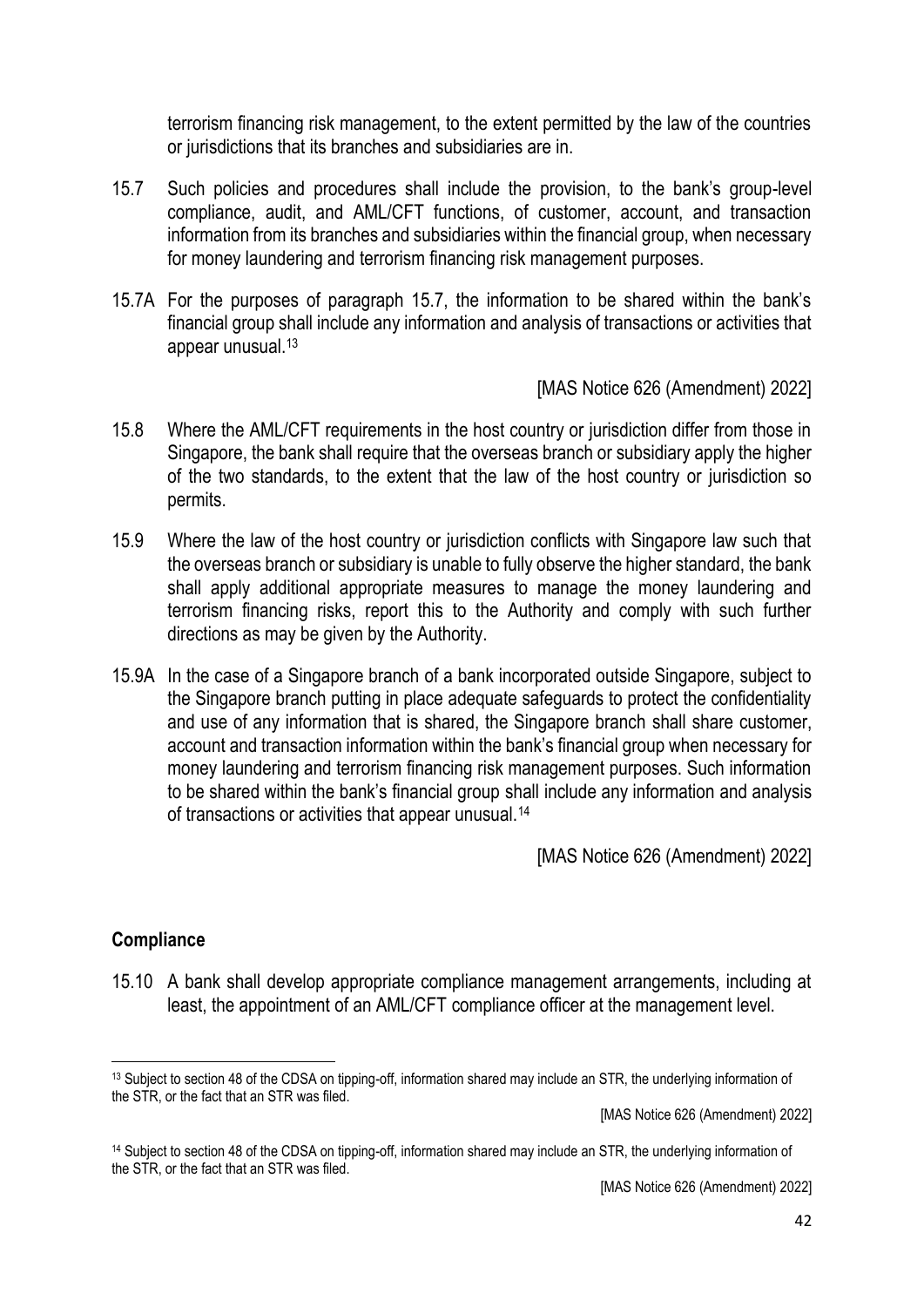terrorism financing risk management, to the extent permitted by the law of the countries or jurisdictions that its branches and subsidiaries are in.

15.7 Such policies and procedures shall include the provision, to the bank's group-level compliance, audit, and AML/CFT functions, of customer, account, and transaction information from its branches and subsidiaries within the financial group, when necessary for money laundering and terrorism financing risk management purposes.

15.7A For the purposes of paragraph 15.7, the information to be shared within the bank's financial group shall include any information and analysis of transactions or activities that appear unusual.[13]

[MAS Notice 626 (Amendment) 2022]

15.8 Where the AML/CFT requirements in the host country or jurisdiction differ from those in Singapore, the bank shall require that the overseas branch or subsidiary apply the higher of the two standards, to the extent that the law of the host country or jurisdiction so permits.

15.9 Where the law of the host country or jurisdiction conflicts with Singapore law such that the overseas branch or subsidiary is unable to fully observe the higher standard, the bank shall apply additional appropriate measures to manage the money laundering and terrorism financing risks, report this to the Authority and comply with such further directions as may be given by the Authority.

15.9A In the case of a Singapore branch of a bank incorporated outside Singapore, subject to the Singapore branch putting in place adequate safeguards to protect the confidentiality and use of any information that is shared, the Singapore branch shall share customer, account and transaction information within the bank's financial group when necessary for money laundering and terrorism financing risk management purposes. Such information to be shared within the bank's financial group shall include any information and analysis of transactions or activities that appear unusual.[14]

[MAS Notice 626 (Amendment) 2022]

## Compliance

15.10 A bank shall develop appropriate compliance management arrangements, including at least, the appointment of an AML/CFT compliance officer at the management level.

---

[13] Subject to section 48 of the CDSA on tipping-off, information shared may include an STR, the underlying information of the STR, or the fact that an STR was filed.

[MAS Notice 626 (Amendment) 2022]

[14] Subject to section 48 of the CDSA on tipping-off, information shared may include an STR, the underlying information of the STR, or the fact that an STR was filed.

[MAS Notice 626 (Amendment) 2022]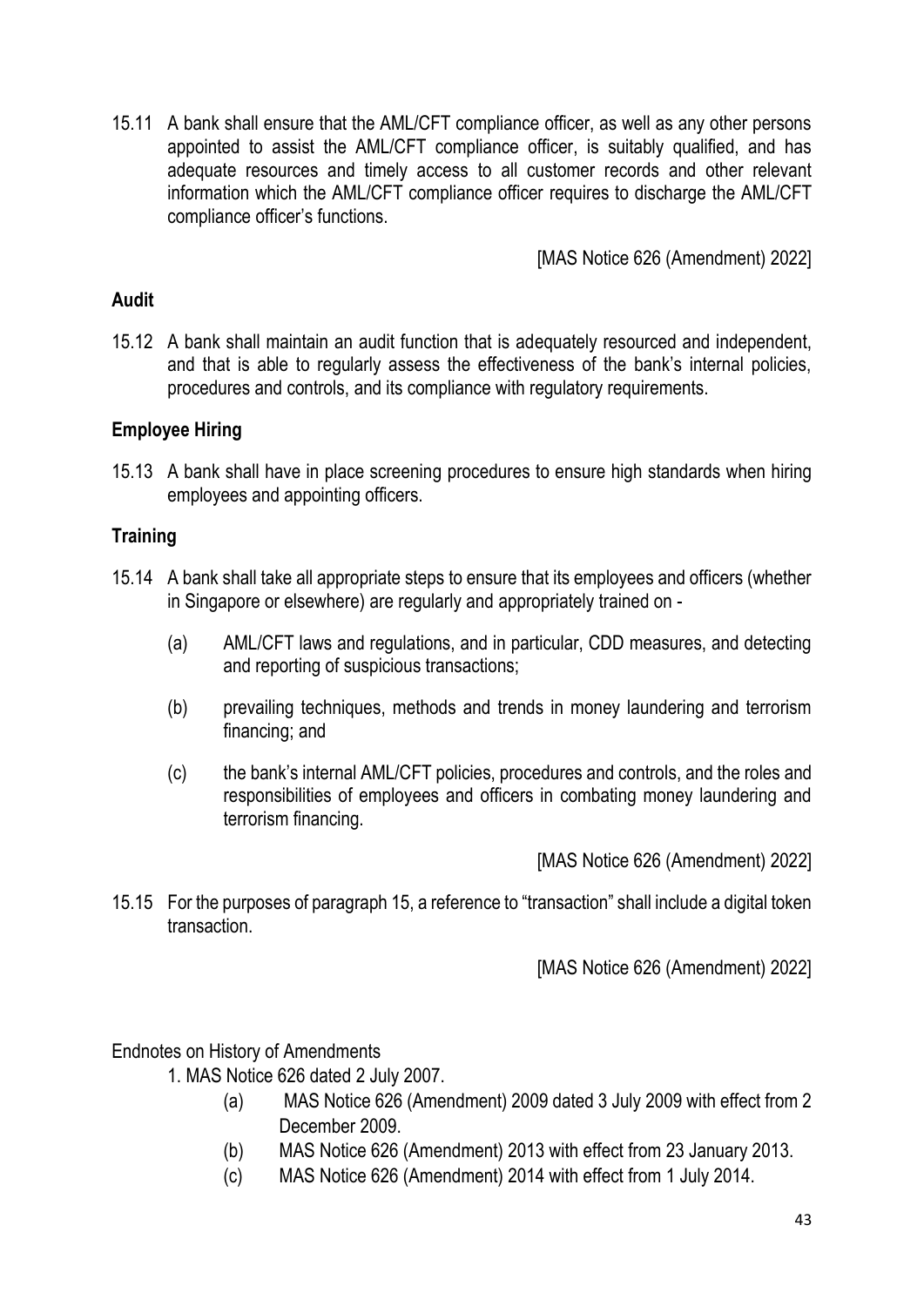15.11 A bank shall ensure that the AML/CFT compliance officer, as well as any other persons appointed to assist the AML/CFT compliance officer, is suitably qualified, and has adequate resources and timely access to all customer records and other relevant information which the AML/CFT compliance officer requires to discharge the AML/CFT compliance officer's functions.

[MAS Notice 626 (Amendment) 2022]

**Audit**

15.12 A bank shall maintain an audit function that is adequately resourced and independent, and that is able to regularly assess the effectiveness of the bank's internal policies, procedures and controls, and its compliance with regulatory requirements.

**Employee Hiring**

15.13 A bank shall have in place screening procedures to ensure high standards when hiring employees and appointing officers.

**Training**

15.14 A bank shall take all appropriate steps to ensure that its employees and officers (whether in Singapore or elsewhere) are regularly and appropriately trained on -

(a) AML/CFT laws and regulations, and in particular, CDD measures, and detecting and reporting of suspicious transactions;

(b) prevailing techniques, methods and trends in money laundering and terrorism financing; and

(c) the bank's internal AML/CFT policies, procedures and controls, and the roles and responsibilities of employees and officers in combating money laundering and terrorism financing.

[MAS Notice 626 (Amendment) 2022]

15.15 For the purposes of paragraph 15, a reference to "transaction" shall include a digital token transaction.

[MAS Notice 626 (Amendment) 2022]

Endnotes on History of Amendments

1. MAS Notice 626 dated 2 July 2007.
   (a) MAS Notice 626 (Amendment) 2009 dated 3 July 2009 with effect from 2 December 2009.
   (b) MAS Notice 626 (Amendment) 2013 with effect from 23 January 2013.
   (c) MAS Notice 626 (Amendment) 2014 with effect from 1 July 2014.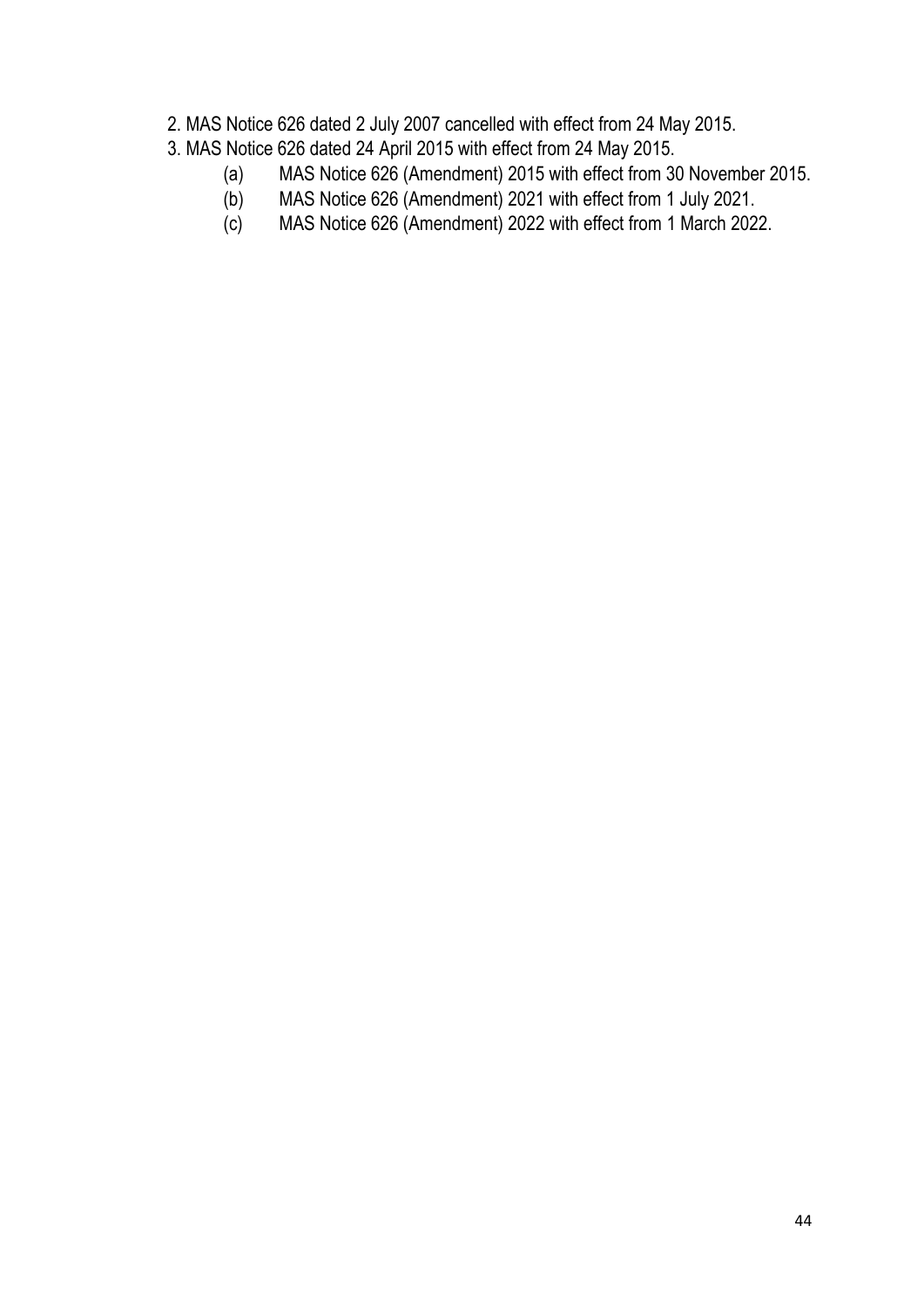2. MAS Notice 626 dated 2 July 2007 cancelled with effect from 24 May 2015.

3. MAS Notice 626 dated 24 April 2015 with effect from 24 May 2015.

   (a) MAS Notice 626 (Amendment) 2015 with effect from 30 November 2015.

   (b) MAS Notice 626 (Amendment) 2021 with effect from 1 July 2021.

   (c) MAS Notice 626 (Amendment) 2022 with effect from 1 March 2022.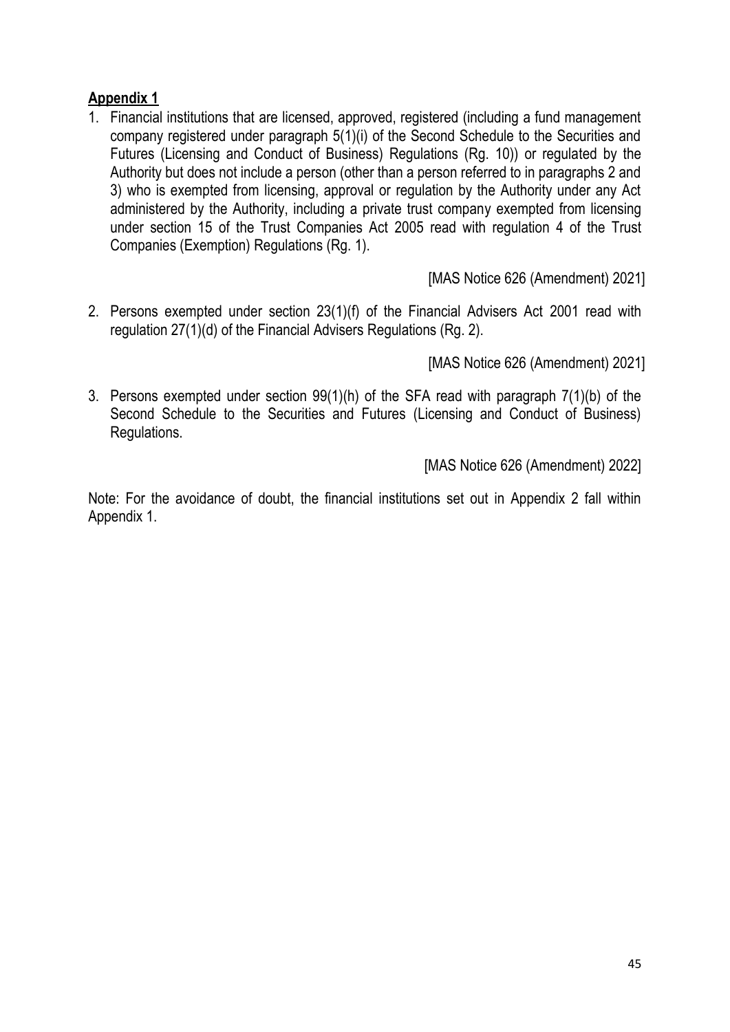**Appendix 1**

1. Financial institutions that are licensed, approved, registered (including a fund management company registered under paragraph 5(1)(i) of the Second Schedule to the Securities and Futures (Licensing and Conduct of Business) Regulations (Rg. 10)) or regulated by the Authority but does not include a person (other than a person referred to in paragraphs 2 and 3) who is exempted from licensing, approval or regulation by the Authority under any Act administered by the Authority, including a private trust company exempted from licensing under section 15 of the Trust Companies Act 2005 read with regulation 4 of the Trust Companies (Exemption) Regulations (Rg. 1).

[MAS Notice 626 (Amendment) 2021]

2. Persons exempted under section 23(1)(f) of the Financial Advisers Act 2001 read with regulation 27(1)(d) of the Financial Advisers Regulations (Rg. 2).

[MAS Notice 626 (Amendment) 2021]

3. Persons exempted under section 99(1)(h) of the SFA read with paragraph 7(1)(b) of the Second Schedule to the Securities and Futures (Licensing and Conduct of Business) Regulations.

[MAS Notice 626 (Amendment) 2022]

Note: For the avoidance of doubt, the financial institutions set out in Appendix 2 fall within Appendix 1.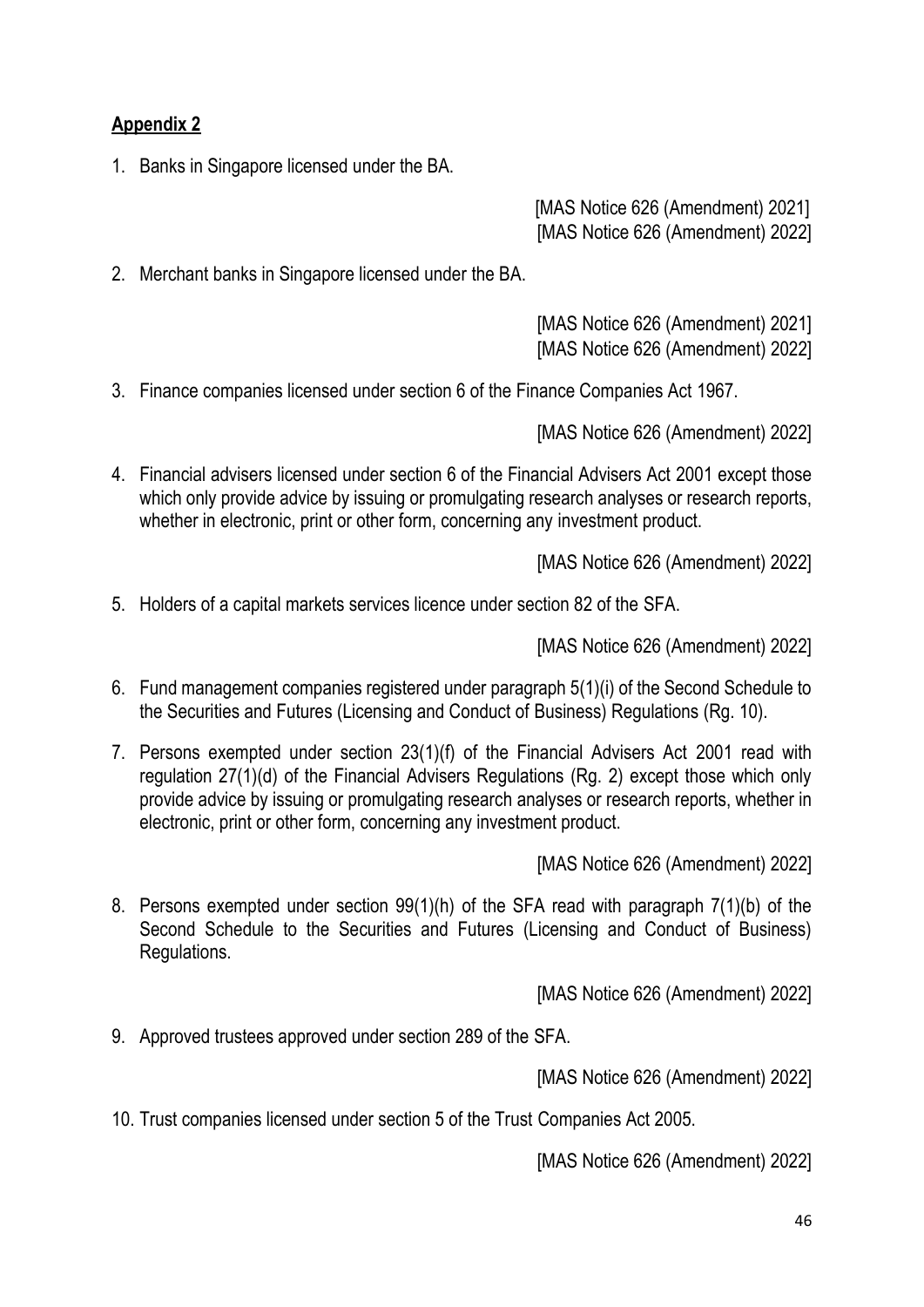**Appendix 2**

1. Banks in Singapore licensed under the BA.

[MAS Notice 626 (Amendment) 2021]
[MAS Notice 626 (Amendment) 2022]

2. Merchant banks in Singapore licensed under the BA.

[MAS Notice 626 (Amendment) 2021]
[MAS Notice 626 (Amendment) 2022]

3. Finance companies licensed under section 6 of the Finance Companies Act 1967.

[MAS Notice 626 (Amendment) 2022]

4. Financial advisers licensed under section 6 of the Financial Advisers Act 2001 except those which only provide advice by issuing or promulgating research analyses or research reports, whether in electronic, print or other form, concerning any investment product.

[MAS Notice 626 (Amendment) 2022]

5. Holders of a capital markets services licence under section 82 of the SFA.

[MAS Notice 626 (Amendment) 2022]

6. Fund management companies registered under paragraph 5(1)(i) of the Second Schedule to the Securities and Futures (Licensing and Conduct of Business) Regulations (Rg. 10).

7. Persons exempted under section 23(1)(f) of the Financial Advisers Act 2001 read with regulation 27(1)(d) of the Financial Advisers Regulations (Rg. 2) except those which only provide advice by issuing or promulgating research analyses or research reports, whether in electronic, print or other form, concerning any investment product.

[MAS Notice 626 (Amendment) 2022]

8. Persons exempted under section 99(1)(h) of the SFA read with paragraph 7(1)(b) of the Second Schedule to the Securities and Futures (Licensing and Conduct of Business) Regulations.

[MAS Notice 626 (Amendment) 2022]

9. Approved trustees approved under section 289 of the SFA.

[MAS Notice 626 (Amendment) 2022]

10. Trust companies licensed under section 5 of the Trust Companies Act 2005.

[MAS Notice 626 (Amendment) 2022]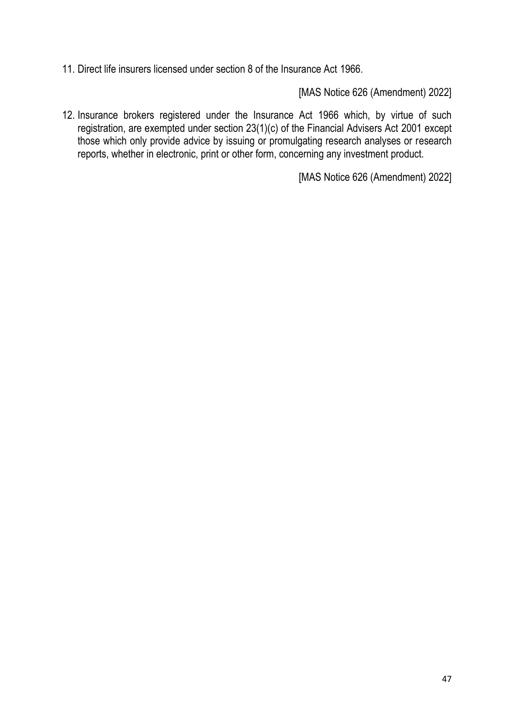11. Direct life insurers licensed under section 8 of the Insurance Act 1966.

[MAS Notice 626 (Amendment) 2022]

12. Insurance brokers registered under the Insurance Act 1966 which, by virtue of such registration, are exempted under section 23(1)(c) of the Financial Advisers Act 2001 except those which only provide advice by issuing or promulgating research analyses or research reports, whether in electronic, print or other form, concerning any investment product.

[MAS Notice 626 (Amendment) 2022]